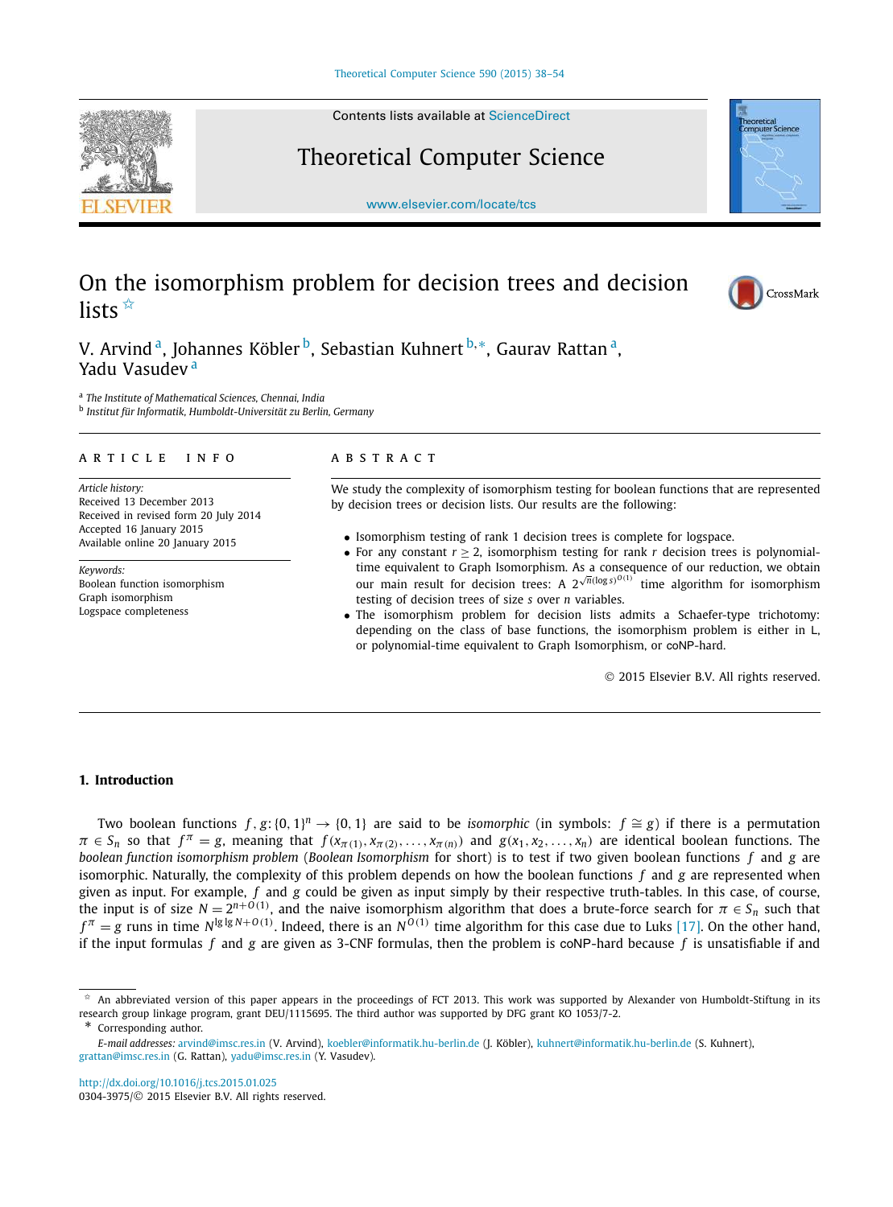# On the isomorphism problem for decision trees and decision lists ☆

V. Arvind [a], Johannes Köbler [b], Sebastian Kuhnert [b,*], Gaurav Rattan [a], Yadu Vasudev [a]

[a] The Institute of Mathematical Sciences, Chennai, India

[b] Institut für Informatik, Humboldt-Universität zu Berlin, Germany

## ARTICLE INFO

*Article history:*
Received 13 December 2013
Received in revised form 20 July 2014
Accepted 16 January 2015
Available online 20 January 2015

*Keywords:*
Boolean function isomorphism
Graph isomorphism
Logspace completeness

## ABSTRACT

We study the complexity of isomorphism testing for boolean functions that are represented by decision trees or decision lists. Our results are the following:

- Isomorphism testing of rank 1 decision trees is complete for logspace.
- For any constant $r \geq 2$, isomorphism testing for rank $r$ decision trees is polynomial-time equivalent to Graph Isomorphism. As a consequence of our reduction, we obtain our main result for decision trees: A $2^{\sqrt{n}(\log s)^{O(1)}}$ time algorithm for isomorphism testing of decision trees of size $s$ over $n$ variables.
- The isomorphism problem for decision lists admits a Schaefer-type trichotomy: depending on the class of base functions, the isomorphism problem is either in L, or polynomial-time equivalent to Graph Isomorphism, or coNP-hard.

© 2015 Elsevier B.V. All rights reserved.

## 1. Introduction

Two boolean functions $f, g: \{0,1\}^n \to \{0,1\}$ are said to be *isomorphic* (in symbols: $f \cong g$) if there is a permutation $\pi \in S_n$ so that $f^\pi = g$, meaning that $f(x_{\pi(1)}, x_{\pi(2)}, \ldots, x_{\pi(n)})$ and $g(x_1, x_2, \ldots, x_n)$ are identical boolean functions. The *boolean function isomorphism problem* (*Boolean Isomorphism* for short) is to test if two given boolean functions $f$ and $g$ are isomorphic. Naturally, the complexity of this problem depends on how the boolean functions $f$ and $g$ are represented when given as input. For example, $f$ and $g$ could be given as input simply by their respective truth-tables. In this case, of course, the input is of size $N = 2^{n+O(1)}$, and the naive isomorphism algorithm that does a brute-force search for $\pi \in S_n$ such that $f^\pi = g$ runs in time $N^{\lg \lg N + O(1)}$. Indeed, there is an $N^{O(1)}$ time algorithm for this case due to Luks [17]. On the other hand, if the input formulas $f$ and $g$ are given as 3-CNF formulas, then the problem is coNP-hard because $f$ is unsatisfiable if and

---

☆ An abbreviated version of this paper appears in the proceedings of FCT 2013. This work was supported by Alexander von Humboldt-Stiftung in its research group linkage program, grant DEU/1115695. The third author was supported by DFG grant KO 1053/7-2.

\* Corresponding author.

*E-mail addresses:* arvind@imsc.res.in (V. Arvind), koebler@informatik.hu-berlin.de (J. Köbler), kuhnert@informatik.hu-berlin.de (S. Kuhnert), grattan@imsc.res.in (G. Rattan), yadu@imsc.res.in (Y. Vasudev).

http://dx.doi.org/10.1016/j.tcs.2015.01.025
0304-3975/© 2015 Elsevier B.V. All rights reserved.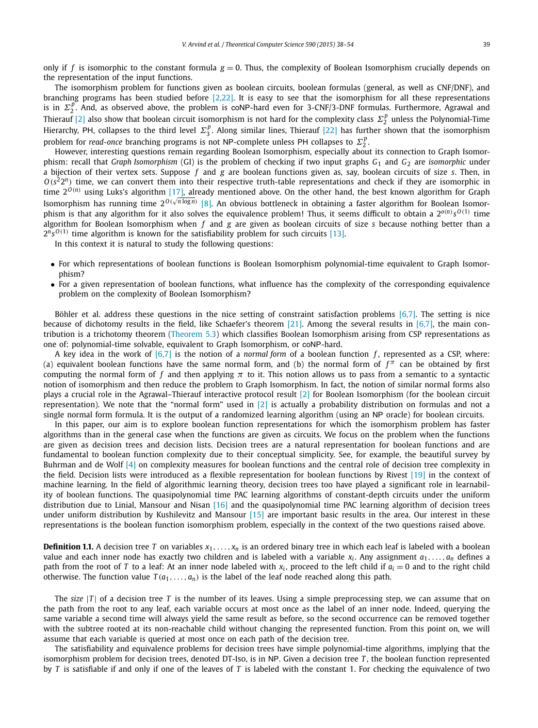only if $f$ is isomorphic to the constant formula $g = 0$. Thus, the complexity of Boolean Isomorphism crucially depends on the representation of the input functions.

The isomorphism problem for functions given as boolean circuits, boolean formulas (general, as well as CNF/DNF), and branching programs has been studied before [2,22]. It is easy to see that the isomorphism for all these representations is in $\Sigma_2^p$. And, as observed above, the problem is coNP-hard even for 3-CNF/3-DNF formulas. Furthermore, Agrawal and Thierauf [2] also show that boolean circuit isomorphism is not hard for the complexity class $\Sigma_2^p$ unless the Polynomial-Time Hierarchy, PH, collapses to the third level $\Sigma_3^p$. Along similar lines, Thierauf [22] has further shown that the isomorphism problem for *read-once* branching programs is not NP-complete unless PH collapses to $\Sigma_2^p$.

However, interesting questions remain regarding Boolean Isomorphism, especially about its connection to Graph Isomorphism: recall that *Graph Isomorphism* (GI) is the problem of checking if two input graphs $G_1$ and $G_2$ are *isomorphic* under a bijection of their vertex sets. Suppose $f$ and $g$ are boolean functions given as, say, boolean circuits of size $s$. Then, in $O(s^2 2^n)$ time, we can convert them into their respective truth-table representations and check if they are isomorphic in time $2^{O(n)}$ using Luks's algorithm [17], already mentioned above. On the other hand, the best known algorithm for Graph Isomorphism has running time $2^{O(\sqrt{n \log n})}$ [8]. An obvious bottleneck in obtaining a faster algorithm for Boolean Isomorphism is that any algorithm for it also solves the equivalence problem! Thus, it seems difficult to obtain a $2^{o(n)} s^{O(1)}$ time algorithm for Boolean Isomorphism when $f$ and $g$ are given as boolean circuits of size $s$ because nothing better than a $2^n s^{O(1)}$ time algorithm is known for the satisfiability problem for such circuits [13].

In this context it is natural to study the following questions:

- For which representations of boolean functions is Boolean Isomorphism polynomial-time equivalent to Graph Isomorphism?
- For a given representation of boolean functions, what influence has the complexity of the corresponding equivalence problem on the complexity of Boolean Isomorphism?

Böhler et al. address these questions in the nice setting of constraint satisfaction problems [6,7]. The setting is nice because of dichotomy results in the field, like Schaefer's theorem [21]. Among the several results in [6,7], the main contribution is a trichotomy theorem (Theorem 5.3) which classifies Boolean Isomorphism arising from CSP representations as one of: polynomial-time solvable, equivalent to Graph Isomorphism, or coNP-hard.

A key idea in the work of [6,7] is the notion of a *normal form* of a boolean function $f$, represented as a CSP, where: (a) equivalent boolean functions have the same normal form, and (b) the normal form of $f^\pi$ can be obtained by first computing the normal form of $f$ and then applying $\pi$ to it. This notion allows us to pass from a semantic to a syntactic notion of isomorphism and then reduce the problem to Graph Isomorphism. In fact, the notion of similar normal forms also plays a crucial role in the Agrawal–Thierauf interactive protocol result [2] for Boolean Isomorphism (for the boolean circuit representation). We note that the "normal form" used in [2] is actually a probability distribution on formulas and not a single normal form formula. It is the output of a randomized learning algorithm (using an NP oracle) for boolean circuits.

In this paper, our aim is to explore boolean function representations for which the isomorphism problem has faster algorithms than in the general case when the functions are given as circuits. We focus on the problem when the functions are given as decision trees and decision lists. Decision trees are a natural representation for boolean functions and are fundamental to boolean function complexity due to their conceptual simplicity. See, for example, the beautiful survey by Buhrman and de Wolf [4] on complexity measures for boolean functions and the central role of decision tree complexity in the field. Decision lists were introduced as a flexible representation for boolean functions by Rivest [19] in the context of machine learning. In the field of algorithmic learning theory, decision trees too have played a significant role in learnability of boolean functions. The quasipolynomial time PAC learning algorithms of constant-depth circuits under the uniform distribution due to Linial, Mansour and Nisan [16] and the quasipolynomial time PAC learning algorithm of decision trees under uniform distribution by Kushilevitz and Mansour [15] are important basic results in the area. Our interest in these representations is the boolean function isomorphism problem, especially in the context of the two questions raised above.

**Definition 1.1.** A decision tree $T$ on variables $x_1, \dots, x_n$ is an ordered binary tree in which each leaf is labeled with a boolean value and each inner node has exactly two children and is labeled with a variable $x_i$. Any assignment $a_1, \dots, a_n$ defines a path from the root of $T$ to a leaf: At an inner node labeled with $x_i$, proceed to the left child if $a_i = 0$ and to the right child otherwise. The function value $T(a_1, \dots, a_n)$ is the label of the leaf node reached along this path.

The *size* $|T|$ of a decision tree $T$ is the number of its leaves. Using a simple preprocessing step, we can assume that on the path from the root to any leaf, each variable occurs at most once as the label of an inner node. Indeed, querying the same variable a second time will always yield the same result as before, so the second occurrence can be removed together with the subtree rooted at its non-reachable child without changing the represented function. From this point on, we will assume that each variable is queried at most once on each path of the decision tree.

The satisfiability and equivalence problems for decision trees have simple polynomial-time algorithms, implying that the isomorphism problem for decision trees, denoted DT-Iso, is in NP. Given a decision tree $T$, the boolean function represented by $T$ is satisfiable if and only if one of the leaves of $T$ is labeled with the constant 1. For checking the equivalence of two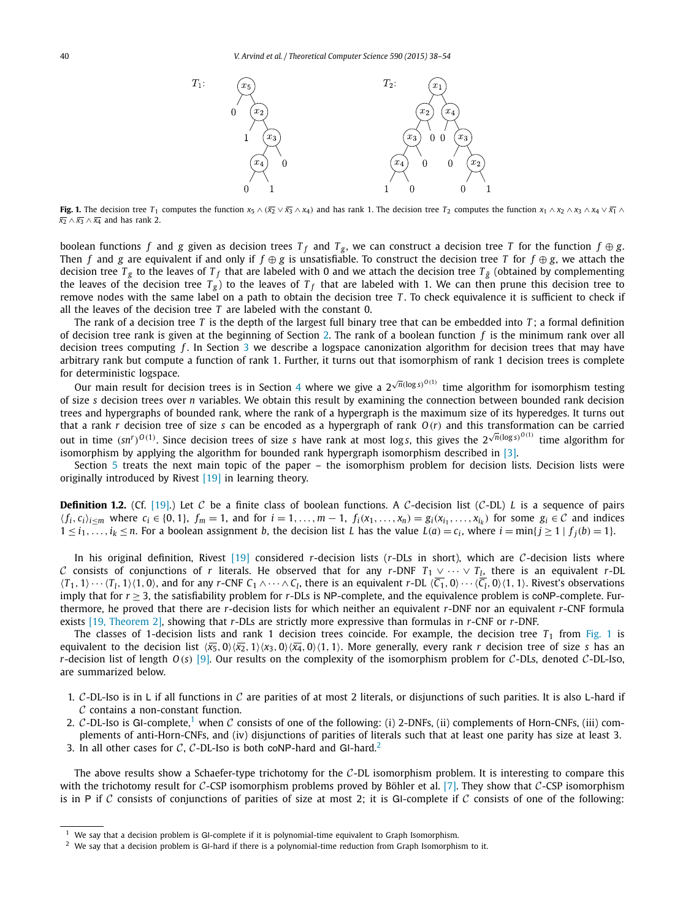**Fig. 1.** The decision tree $T_1$ computes the function $x_5 \wedge (\overline{x_2} \vee \overline{x_3} \wedge x_4)$ and has rank 1. The decision tree $T_2$ computes the function $x_1 \wedge x_2 \wedge x_3 \wedge x_4 \vee \overline{x_1} \wedge \overline{x_2} \wedge \overline{x_3} \wedge \overline{x_4}$ and has rank 2.

boolean functions $f$ and $g$ given as decision trees $T_f$ and $T_g$, we can construct a decision tree $T$ for the function $f \oplus g$. Then $f$ and $g$ are equivalent if and only if $f \oplus g$ is unsatisfiable. To construct the decision tree $T$ for $f \oplus g$, we attach the decision tree $T_g$ to the leaves of $T_f$ that are labeled with 0 and we attach the decision tree $T_{\bar{g}}$ (obtained by complementing the leaves of the decision tree $T_g$) to the leaves of $T_f$ that are labeled with 1. We can then prune this decision tree to remove nodes with the same label on a path to obtain the decision tree $T$. To check equivalence it is sufficient to check if all the leaves of the decision tree $T$ are labeled with the constant 0.

The rank of a decision tree $T$ is the depth of the largest full binary tree that can be embedded into $T$; a formal definition of decision tree rank is given at the beginning of Section 2. The rank of a boolean function $f$ is the minimum rank over all decision trees computing $f$. In Section 3 we describe a logspace canonization algorithm for decision trees that may have arbitrary rank but compute a function of rank 1. Further, it turns out that isomorphism of rank 1 decision trees is complete for deterministic logspace.

Our main result for decision trees is in Section 4 where we give a $2^{\sqrt{n}(\log s)^{O(1)}}$ time algorithm for isomorphism testing of size $s$ decision trees over $n$ variables. We obtain this result by examining the connection between bounded rank decision trees and hypergraphs of bounded rank, where the rank of a hypergraph is the maximum size of its hyperedges. It turns out that a rank $r$ decision tree of size $s$ can be encoded as a hypergraph of rank $O(r)$ and this transformation can be carried out in time $(sn^r)^{O(1)}$. Since decision trees of size $s$ have rank at most $\log s$, this gives the $2^{\sqrt{n}(\log s)^{O(1)}}$ time algorithm for isomorphism by applying the algorithm for bounded rank hypergraph isomorphism described in [3].

Section 5 treats the next main topic of the paper – the isomorphism problem for decision lists. Decision lists were originally introduced by Rivest [19] in learning theory.

**Definition 1.2.** (Cf. [19].) Let $\mathcal{C}$ be a finite class of boolean functions. A $\mathcal{C}$-decision list ($\mathcal{C}$-DL) $L$ is a sequence of pairs $\langle f_i, c_i\rangle_{i \le m}$ where $c_i \in \{0,1\}$, $f_m = 1$, and for $i = 1, \dots, m-1$, $f_i(x_1, \dots, x_n) = g_i(x_{i_1}, \dots, x_{i_k})$ for some $g_i \in \mathcal{C}$ and indices $1 \le i_1, \dots, i_k \le n$. For a boolean assignment $b$, the decision list $L$ has the value $L(a) = c_i$, where $i = \min\{j \ge 1 \mid f_j(b) = 1\}$.

In his original definition, Rivest [19] considered $r$-decision lists ($r$-DLs in short), which are $\mathcal{C}$-decision lists where $\mathcal{C}$ consists of conjunctions of $r$ literals. He observed that for any $r$-DNF $T_1 \vee \cdots \vee T_l$, there is an equivalent $r$-DL $\langle T_1, 1\rangle \cdots \langle T_l, 1\rangle\langle 1, 0\rangle$, and for any $r$-CNF $C_1 \wedge \cdots \wedge C_l$, there is an equivalent $r$-DL $\langle \overline{C_1}, 0\rangle \cdots \langle \overline{C_l}, 0\rangle\langle 1, 1\rangle$. Rivest's observations imply that for $r \ge 3$, the satisfiability problem for $r$-DLs is NP-complete, and the equivalence problem is coNP-complete. Furthermore, he proved that there are $r$-decision lists for which neither an equivalent $r$-DNF nor an equivalent $r$-CNF formula exists [19, Theorem 2], showing that $r$-DLs are strictly more expressive than formulas in $r$-CNF or $r$-DNF.

The classes of 1-decision lists and rank 1 decision trees coincide. For example, the decision tree $T_1$ from Fig. 1 is equivalent to the decision list $\langle \overline{x_5}, 0\rangle\langle \overline{x_2}, 1\rangle\langle x_3, 0\rangle\langle \overline{x_4}, 0\rangle\langle 1, 1\rangle$. More generally, every rank $r$ decision tree of size $s$ has an $r$-decision list of length $O(s)$ [9]. Our results on the complexity of the isomorphism problem for $\mathcal{C}$-DLs, denoted $\mathcal{C}$-DL-Iso, are summarized below.

1. $\mathcal{C}$-DL-Iso is in L if all functions in $\mathcal{C}$ are parities of at most 2 literals, or disjunctions of such parities. It is also L-hard if $\mathcal{C}$ contains a non-constant function.
2. $\mathcal{C}$-DL-Iso is GI-complete,[1] when $\mathcal{C}$ consists of one of the following: (i) 2-DNFs, (ii) complements of Horn-CNFs, (iii) complements of anti-Horn-CNFs, and (iv) disjunctions of parities of literals such that at least one parity has size at least 3.
3. In all other cases for $\mathcal{C}$, $\mathcal{C}$-DL-Iso is both coNP-hard and GI-hard.[2]

The above results show a Schaefer-type trichotomy for the $\mathcal{C}$-DL isomorphism problem. It is interesting to compare this with the trichotomy result for $\mathcal{C}$-CSP isomorphism problems proved by Böhler et al. [7]. They show that $\mathcal{C}$-CSP isomorphism is in P if $\mathcal{C}$ consists of conjunctions of parities of size at most 2; it is GI-complete if $\mathcal{C}$ consists of one of the following:

[1] We say that a decision problem is GI-complete if it is polynomial-time equivalent to Graph Isomorphism.

[2] We say that a decision problem is GI-hard if there is a polynomial-time reduction from Graph Isomorphism to it.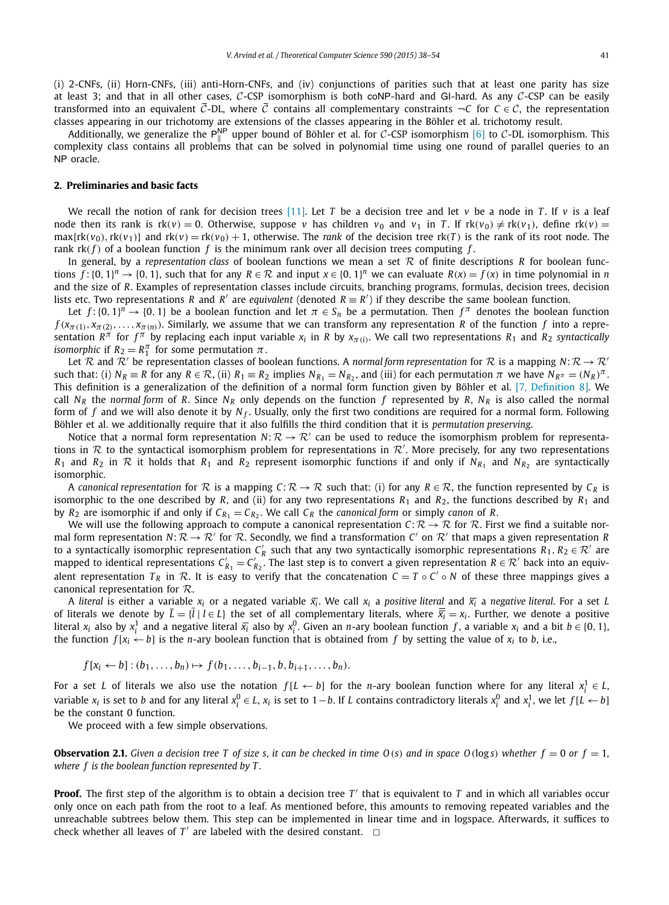(i) 2-CNFs, (ii) Horn-CNFs, (iii) anti-Horn-CNFs, and (iv) conjunctions of parities such that at least one parity has size at least 3; and that in all other cases, $\mathcal{C}$-CSP isomorphism is both coNP-hard and GI-hard. As any $\mathcal{C}$-CSP can be easily transformed into an equivalent $\overline{\mathcal{C}}$-DL, where $\overline{\mathcal{C}}$ contains all complementary constraints $\neg C$ for $C \in \mathcal{C}$, the representation classes appearing in our trichotomy are extensions of the classes appearing in the Böhler et al. trichotomy result.

Additionally, we generalize the $\mathrm{P}^{\mathrm{NP}}_{\|}$ upper bound of Böhler et al. for $\mathcal{C}$-CSP isomorphism [6] to $\mathcal{C}$-DL isomorphism. This complexity class contains all problems that can be solved in polynomial time using one round of parallel queries to an NP oracle.

## 2. Preliminaries and basic facts

We recall the notion of rank for decision trees [11]. Let $T$ be a decision tree and let $v$ be a node in $T$. If $v$ is a leaf node then its rank is $\mathrm{rk}(v) = 0$. Otherwise, suppose $v$ has children $v_0$ and $v_1$ in $T$. If $\mathrm{rk}(v_0) \neq \mathrm{rk}(v_1)$, define $\mathrm{rk}(v) = \max\{\mathrm{rk}(v_0), \mathrm{rk}(v_1)\}$ and $\mathrm{rk}(v) = \mathrm{rk}(v_0) + 1$, otherwise. The *rank* of the decision tree $\mathrm{rk}(T)$ is the rank of its root node. The rank $\mathrm{rk}(f)$ of a boolean function $f$ is the minimum rank over all decision trees computing $f$.

In general, by a *representation class* of boolean functions we mean a set $\mathcal{R}$ of finite descriptions $R$ for boolean functions $f : \{0,1\}^n \to \{0,1\}$, such that for any $R \in \mathcal{R}$ and input $x \in \{0,1\}^n$ we can evaluate $R(x) = f(x)$ in time polynomial in $n$ and the size of $R$. Examples of representation classes include circuits, branching programs, formulas, decision trees, decision lists etc. Two representations $R$ and $R'$ are *equivalent* (denoted $R \equiv R'$) if they describe the same boolean function.

Let $f : \{0,1\}^n \to \{0,1\}$ be a boolean function and let $\pi \in S_n$ be a permutation. Then $f^\pi$ denotes the boolean function $f(x_{\pi(1)}, x_{\pi(2)}, \dots, x_{\pi(n)})$. Similarly, we assume that we can transform any representation $R$ of the function $f$ into a representation $R^\pi$ for $f^\pi$ by replacing each input variable $x_i$ in $R$ by $x_{\pi(i)}$. We call two representations $R_1$ and $R_2$ *syntactically isomorphic* if $R_2 = R_1^\pi$ for some permutation $\pi$.

Let $\mathcal{R}$ and $\mathcal{R}'$ be representation classes of boolean functions. A *normal form representation* for $\mathcal{R}$ is a mapping $N : \mathcal{R} \to \mathcal{R}'$ such that: (i) $N_R \equiv R$ for any $R \in \mathcal{R}$, (ii) $R_1 \equiv R_2$ implies $N_{R_1} = N_{R_2}$, and (iii) for each permutation $\pi$ we have $N_{R^\pi} = (N_R)^\pi$. This definition is a generalization of the definition of a normal form function given by Böhler et al. [7, Definition 8]. We call $N_R$ the *normal form* of $R$. Since $N_R$ only depends on the function $f$ represented by $R$, $N_R$ is also called the normal form of $f$ and we will also denote it by $N_f$. Usually, only the first two conditions are required for a normal form. Following Böhler et al. we additionally require that it also fulfills the third condition that it is *permutation preserving*.

Notice that a normal form representation $N : \mathcal{R} \to \mathcal{R}'$ can be used to reduce the isomorphism problem for representations in $\mathcal{R}$ to the syntactical isomorphism problem for representations in $\mathcal{R}'$. More precisely, for any two representations $R_1$ and $R_2$ in $\mathcal{R}$ it holds that $R_1$ and $R_2$ represent isomorphic functions if and only if $N_{R_1}$ and $N_{R_2}$ are syntactically isomorphic.

A *canonical representation* for $\mathcal{R}$ is a mapping $C : \mathcal{R} \to \mathcal{R}$ such that: (i) for any $R \in \mathcal{R}$, the function represented by $C_R$ is isomorphic to the one described by $R$, and (ii) for any two representations $R_1$ and $R_2$, the functions described by $R_1$ and by $R_2$ are isomorphic if and only if $C_{R_1} = C_{R_2}$. We call $C_R$ the *canonical form* or simply *canon* of $R$.

We will use the following approach to compute a canonical representation $C : \mathcal{R} \to \mathcal{R}$ for $\mathcal{R}$. First we find a suitable normal form representation $N : \mathcal{R} \to \mathcal{R}'$ for $\mathcal{R}$. Secondly, we find a transformation $C'$ on $\mathcal{R}'$ that maps a given representation $R$ to a syntactically isomorphic representation $C'_R$ such that any two syntactically isomorphic representations $R_1, R_2 \in \mathcal{R}'$ are mapped to identical representations $C'_{R_1} = C'_{R_2}$. The last step is to convert a given representation $R \in \mathcal{R}'$ back into an equivalent representation $T_R$ in $\mathcal{R}$. It is easy to verify that the concatenation $C = T \circ C' \circ N$ of these three mappings gives a canonical representation for $\mathcal{R}$.

A *literal* is either a variable $x_i$ or a negated variable $\overline{x_i}$. We call $x_i$ a *positive literal* and $\overline{x_i}$ a *negative literal*. For a set $L$ of literals we denote by $\overline{L} = \{\overline{l} \mid l \in L\}$ the set of all complementary literals, where $\overline{\overline{x_i}} = x_i$. Further, we denote a positive literal $x_i$ also by $x_i^1$ and a negative literal $\overline{x_i}$ also by $x_i^0$. Given an $n$-ary boolean function $f$, a variable $x_i$ and a bit $b \in \{0,1\}$, the function $f[x_i \leftarrow b]$ is the $n$-ary boolean function that is obtained from $f$ by setting the value of $x_i$ to $b$, i.e.,

$$f[x_i \leftarrow b] : (b_1, \dots, b_n) \mapsto f(b_1, \dots, b_{i-1}, b, b_{i+1}, \dots, b_n).$$

For a set $L$ of literals we also use the notation $f[L \leftarrow b]$ for the $n$-ary boolean function where for any literal $x_i^1 \in L$, variable $x_i$ is set to $b$ and for any literal $x_i^0 \in L$, $x_i$ is set to $1-b$. If $L$ contains contradictory literals $x_i^0$ and $x_i^1$, we let $f[L \leftarrow b]$ be the constant 0 function.

We proceed with a few simple observations.

**Observation 2.1.** *Given a decision tree $T$ of size $s$, it can be checked in time $O(s)$ and in space $O(\log s)$ whether $f = 0$ or $f = 1$, where $f$ is the boolean function represented by $T$.*

**Proof.** The first step of the algorithm is to obtain a decision tree $T'$ that is equivalent to $T$ and in which all variables occur only once on each path from the root to a leaf. As mentioned before, this amounts to removing repeated variables and the unreachable subtrees below them. This step can be implemented in linear time and in logspace. Afterwards, it suffices to check whether all leaves of $T'$ are labeled with the desired constant. $\square$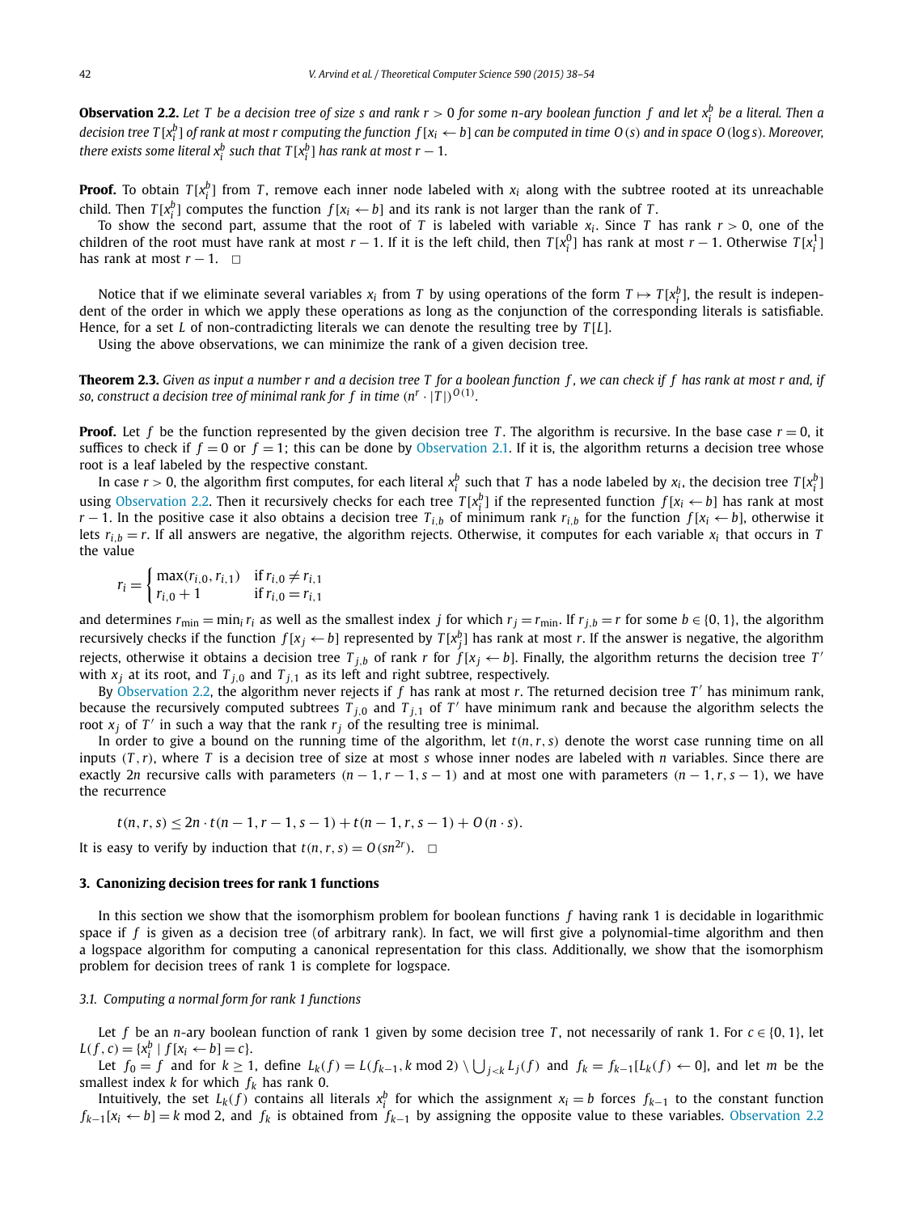**Observation 2.2.** *Let $T$ be a decision tree of size $s$ and rank $r > 0$ for some $n$-ary boolean function $f$ and let $x_i^b$ be a literal. Then a decision tree $T[x_i^b]$ of rank at most $r$ computing the function $f[x_i \leftarrow b]$ can be computed in time $O(s)$ and in space $O(\log s)$. Moreover, there exists some literal $x_i^b$ such that $T[x_i^b]$ has rank at most $r - 1$.*

**Proof.** To obtain $T[x_i^b]$ from $T$, remove each inner node labeled with $x_i$ along with the subtree rooted at its unreachable child. Then $T[x_i^b]$ computes the function $f[x_i \leftarrow b]$ and its rank is not larger than the rank of $T$.

To show the second part, assume that the root of $T$ is labeled with variable $x_i$. Since $T$ has rank $r > 0$, one of the children of the root must have rank at most $r - 1$. If it is the left child, then $T[x_i^0]$ has rank at most $r - 1$. Otherwise $T[x_i^1]$ has rank at most $r - 1$. $\square$

Notice that if we eliminate several variables $x_i$ from $T$ by using operations of the form $T \mapsto T[x_i^b]$, the result is independent of the order in which we apply these operations as long as the conjunction of the corresponding literals is satisfiable. Hence, for a set $L$ of non-contradicting literals we can denote the resulting tree by $T[L]$.

Using the above observations, we can minimize the rank of a given decision tree.

**Theorem 2.3.** *Given as input a number $r$ and a decision tree $T$ for a boolean function $f$, we can check if $f$ has rank at most $r$ and, if so, construct a decision tree of minimal rank for $f$ in time $(n^r \cdot |T|)^{O(1)}$.*

**Proof.** Let $f$ be the function represented by the given decision tree $T$. The algorithm is recursive. In the base case $r = 0$, it suffices to check if $f = 0$ or $f = 1$; this can be done by Observation 2.1. If it is, the algorithm returns a decision tree whose root is a leaf labeled by the respective constant.

In case $r > 0$, the algorithm first computes, for each literal $x_i^b$ such that $T$ has a node labeled by $x_i$, the decision tree $T[x_i^b]$ using Observation 2.2. Then it recursively checks for each tree $T[x_i^b]$ if the represented function $f[x_i \leftarrow b]$ has rank at most $r - 1$. In the positive case it also obtains a decision tree $T_{i,b}$ of minimum rank $r_{i,b}$ for the function $f[x_i \leftarrow b]$, otherwise it lets $r_{i,b} = r$. If all answers are negative, the algorithm rejects. Otherwise, it computes for each variable $x_i$ that occurs in $T$ the value

$$r_i = \begin{cases} \max(r_{i,0}, r_{i,1}) & \text{if } r_{i,0} \neq r_{i,1} \\ r_{i,0} + 1 & \text{if } r_{i,0} = r_{i,1} \end{cases}$$

and determines $r_{\min} = \min_i r_i$ as well as the smallest index $j$ for which $r_j = r_{\min}$. If $r_{j,b} = r$ for some $b \in \{0, 1\}$, the algorithm recursively checks if the function $f[x_j \leftarrow b]$ represented by $T[x_j^b]$ has rank at most $r$. If the answer is negative, the algorithm rejects, otherwise it obtains a decision tree $T_{j,b}$ of rank $r$ for $f[x_j \leftarrow b]$. Finally, the algorithm returns the decision tree $T'$ with $x_j$ at its root, and $T_{j,0}$ and $T_{j,1}$ as its left and right subtree, respectively.

By Observation 2.2, the algorithm never rejects if $f$ has rank at most $r$. The returned decision tree $T'$ has minimum rank, because the recursively computed subtrees $T_{j,0}$ and $T_{j,1}$ of $T'$ have minimum rank and because the algorithm selects the root $x_j$ of $T'$ in such a way that the rank $r_j$ of the resulting tree is minimal.

In order to give a bound on the running time of the algorithm, let $t(n, r, s)$ denote the worst case running time on all inputs $(T, r)$, where $T$ is a decision tree of size at most $s$ whose inner nodes are labeled with $n$ variables. Since there are exactly $2n$ recursive calls with parameters $(n - 1, r - 1, s - 1)$ and at most one with parameters $(n - 1, r, s - 1)$, we have the recurrence

$$t(n, r, s) \leq 2n \cdot t(n - 1, r - 1, s - 1) + t(n - 1, r, s - 1) + O(n \cdot s).$$

It is easy to verify by induction that $t(n, r, s) = O(sn^{2r})$. $\square$

## 3. Canonizing decision trees for rank 1 functions

In this section we show that the isomorphism problem for boolean functions $f$ having rank 1 is decidable in logarithmic space if $f$ is given as a decision tree (of arbitrary rank). In fact, we will first give a polynomial-time algorithm and then a logspace algorithm for computing a canonical representation for this class. Additionally, we show that the isomorphism problem for decision trees of rank 1 is complete for logspace.

### 3.1. Computing a normal form for rank 1 functions

Let $f$ be an $n$-ary boolean function of rank 1 given by some decision tree $T$, not necessarily of rank 1. For $c \in \{0, 1\}$, let $L(f, c) = \{x_i^b \mid f[x_i \leftarrow b] = c\}$.

Let $f_0 = f$ and for $k \geq 1$, define $L_k(f) = L(f_{k-1}, k \bmod 2) \setminus \bigcup_{j<k} L_j(f)$ and $f_k = f_{k-1}[L_k(f) \leftarrow 0]$, and let $m$ be the smallest index $k$ for which $f_k$ has rank 0.

Intuitively, the set $L_k(f)$ contains all literals $x_i^b$ for which the assignment $x_i = b$ forces $f_{k-1}$ to the constant function $f_{k-1}[x_i \leftarrow b] = k \bmod 2$, and $f_k$ is obtained from $f_{k-1}$ by assigning the opposite value to these variables. Observation 2.2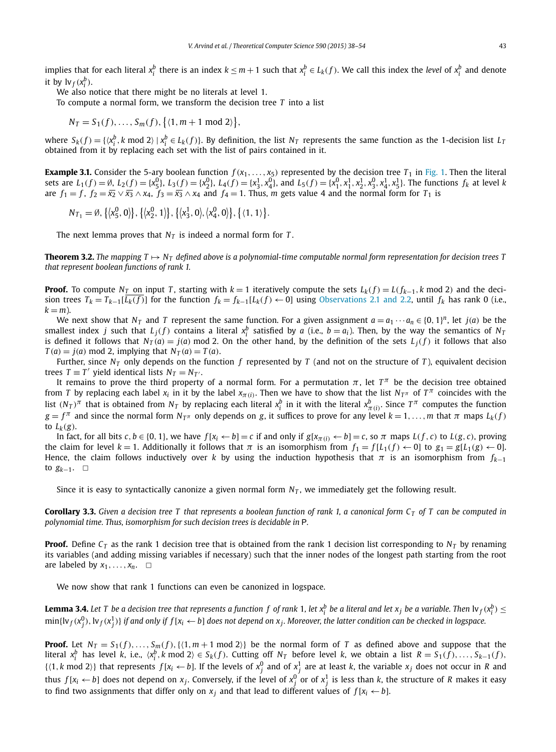implies that for each literal $x_i^b$ there is an index $k \le m+1$ such that $x_i^b \in L_k(f)$. We call this index the *level* of $x_i^b$ and denote it by $\mathrm{lv}_f(x_i^b)$.

We also notice that there might be no literals at level 1.

To compute a normal form, we transform the decision tree $T$ into a list

$$N_T = S_1(f), \ldots, S_m(f), \{\langle 1, m+1 \bmod 2\rangle\},$$

where $S_k(f) = \{\langle x_i^b, k \bmod 2\rangle \mid x_i^b \in L_k(f)\}$. By definition, the list $N_T$ represents the same function as the 1-decision list $L_T$ obtained from it by replacing each set with the list of pairs contained in it.

**Example 3.1.** Consider the 5-ary boolean function $f(x_1, \ldots, x_5)$ represented by the decision tree $T_1$ in Fig. 1. Then the literal sets are $L_1(f) = \emptyset$, $L_2(f) = \{x_5^0\}$, $L_3(f) = \{x_2^0\}$, $L_4(f) = \{x_3^1, x_4^0\}$, and $L_5(f) = \{x_1^0, x_1^1, x_2^1, x_3^0, x_4^1, x_5^1\}$. The functions $f_k$ at level $k$ are $f_1 = f$, $f_2 = \overline{x_2} \vee \overline{x_3} \wedge x_4$, $f_3 = \overline{x_3} \wedge x_4$ and $f_4 = 1$. Thus, $m$ gets value 4 and the normal form for $T_1$ is

$$N_{T_1} = \emptyset, \{\langle x_5^0, 0\rangle\}, \{\langle x_2^0, 1\rangle\}, \{\langle x_3^1, 0\rangle, \langle x_4^0, 0\rangle\}, \{\langle 1, 1\rangle\}.$$

The next lemma proves that $N_T$ is indeed a normal form for $T$.

**Theorem 3.2.** *The mapping $T \mapsto N_T$ defined above is a polynomial-time computable normal form representation for decision trees $T$ that represent boolean functions of rank 1.*

**Proof.** To compute $N_T$ on input $T$, starting with $k = 1$ iteratively compute the sets $L_k(f) = L(f_{k-1}, k \bmod 2)$ and the decision trees $T_k = T_{k-1}[\overline{L_k(f)}]$ for the function $f_k = f_{k-1}[L_k(f) \leftarrow 0]$ using Observations 2.1 and 2.2, until $f_k$ has rank 0 (i.e., $k = m$).

We next show that $N_T$ and $T$ represent the same function. For a given assignment $a = a_1 \cdots a_n \in \{0,1\}^n$, let $j(a)$ be the smallest index $j$ such that $L_j(f)$ contains a literal $x_i^b$ satisfied by $a$ (i.e., $b = a_i$). Then, by the way the semantics of $N_T$ is defined it follows that $N_T(a) = j(a) \bmod 2$. On the other hand, by the definition of the sets $L_j(f)$ it follows that also $T(a) = j(a) \bmod 2$, implying that $N_T(a) = T(a)$.

Further, since $N_T$ only depends on the function $f$ represented by $T$ (and not on the structure of $T$), equivalent decision trees $T \equiv T'$ yield identical lists $N_T = N_{T'}$.

It remains to prove the third property of a normal form. For a permutation $\pi$, let $T^\pi$ be the decision tree obtained from $T$ by replacing each label $x_i$ in it by the label $x_{\pi(i)}$. Then we have to show that the list $N_{T^\pi}$ of $T^\pi$ coincides with the list $(N_T)^\pi$ that is obtained from $N_T$ by replacing each literal $x_i^b$ in it with the literal $x_{\pi(i)}^b$. Since $T^\pi$ computes the function $g = f^\pi$ and since the normal form $N_{T^\pi}$ only depends on $g$, it suffices to prove for any level $k = 1, \ldots, m$ that $\pi$ maps $L_k(f)$ to $L_k(g)$.

In fact, for all bits $c, b \in \{0,1\}$, we have $f[x_i \leftarrow b] = c$ if and only if $g[x_{\pi(i)} \leftarrow b] = c$, so $\pi$ maps $L(f, c)$ to $L(g, c)$, proving the claim for level $k = 1$. Additionally it follows that $\pi$ is an isomorphism from $f_1 = f[L_1(f) \leftarrow 0]$ to $g_1 = g[L_1(g) \leftarrow 0]$. Hence, the claim follows inductively over $k$ by using the induction hypothesis that $\pi$ is an isomorphism from $f_{k-1}$ to $g_{k-1}$. $\square$

Since it is easy to syntactically canonize a given normal form $N_T$, we immediately get the following result.

**Corollary 3.3.** *Given a decision tree $T$ that represents a boolean function of rank 1, a canonical form $C_T$ of $T$ can be computed in polynomial time. Thus, isomorphism for such decision trees is decidable in* P.

**Proof.** Define $C_T$ as the rank 1 decision tree that is obtained from the rank 1 decision list corresponding to $N_T$ by renaming its variables (and adding missing variables if necessary) such that the inner nodes of the longest path starting from the root are labeled by $x_1, \ldots, x_n$. $\square$

We now show that rank 1 functions can even be canonized in logspace.

**Lemma 3.4.** *Let $T$ be a decision tree that represents a function $f$ of rank 1, let $x_i^b$ be a literal and let $x_j$ be a variable. Then $\mathrm{lv}_f(x_i^b) \le \min\{\mathrm{lv}_f(x_j^0), \mathrm{lv}_f(x_j^1)\}$ if and only if $f[x_i \leftarrow b]$ does not depend on $x_j$. Moreover, the latter condition can be checked in logspace.*

**Proof.** Let $N_T = S_1(f), \ldots, S_m(f), \{\langle 1, m+1 \bmod 2\rangle\}$ be the normal form of $T$ as defined above and suppose that the literal $x_i^b$ has level $k$, i.e., $\langle x_i^b, k \bmod 2\rangle \in S_k(f)$. Cutting off $N_T$ before level $k$, we obtain a list $R = S_1(f), \ldots, S_{k-1}(f), \{\langle 1, k \bmod 2\rangle\}$ that represents $f[x_i \leftarrow b]$. If the levels of $x_j^0$ and of $x_j^1$ are at least $k$, the variable $x_j$ does not occur in $R$ and thus $f[x_i \leftarrow b]$ does not depend on $x_j$. Conversely, if the level of $x_j^0$ or of $x_j^1$ is less than $k$, the structure of $R$ makes it easy to find two assignments that differ only on $x_j$ and that lead to different values of $f[x_i \leftarrow b]$.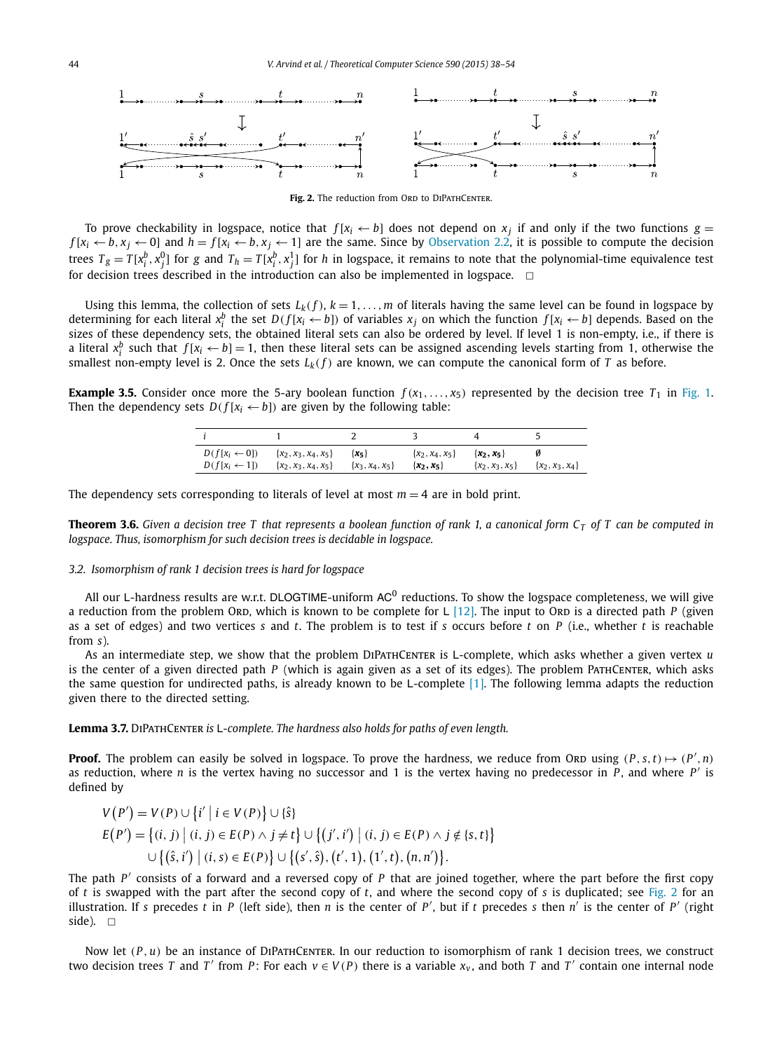Fig. 2. The reduction from Ord to DiPathCenter.

To prove checkability in logspace, notice that $f[x_i \leftarrow b]$ does not depend on $x_j$ if and only if the two functions $g = f[x_i \leftarrow b, x_j \leftarrow 0]$ and $h = f[x_i \leftarrow b, x_j \leftarrow 1]$ are the same. Since by Observation 2.2, it is possible to compute the decision trees $T_g = T[x_i^b, x_j^0]$ for $g$ and $T_h = T[x_i^b, x_j^1]$ for $h$ in logspace, it remains to note that the polynomial-time equivalence test for decision trees described in the introduction can also be implemented in logspace. □

Using this lemma, the collection of sets $L_k(f)$, $k = 1, \ldots, m$ of literals having the same level can be found in logspace by determining for each literal $x_i^b$ the set $D(f[x_i \leftarrow b])$ of variables $x_j$ on which the function $f[x_i \leftarrow b]$ depends. Based on the sizes of these dependency sets, the obtained literal sets can also be ordered by level. If level 1 is non-empty, i.e., if there is a literal $x_i^b$ such that $f[x_i \leftarrow b] = 1$, then these literal sets can be assigned ascending levels starting from 1, otherwise the smallest non-empty level is 2. Once the sets $L_k(f)$ are known, we can compute the canonical form of $T$ as before.

**Example 3.5.** Consider once more the 5-ary boolean function $f(x_1, \ldots, x_5)$ represented by the decision tree $T_1$ in Fig. 1. Then the dependency sets $D(f[x_i \leftarrow b])$ are given by the following table:

| $i$ | 1 | 2 | 3 | 4 | 5 |
|---|---|---|---|---|---|
| $D(f[x_i \leftarrow 0])$ | $\{x_2, x_3, x_4, x_5\}$ | $\{\mathbf{x_5}\}$ | $\{x_2, x_4, x_5\}$ | $\{\mathbf{x_2}, \mathbf{x_5}\}$ | $\emptyset$ |
| $D(f[x_i \leftarrow 1])$ | $\{x_2, x_3, x_4, x_5\}$ | $\{x_3, x_4, x_5\}$ | $\{\mathbf{x_2}, \mathbf{x_5}\}$ | $\{x_2, x_3, x_5\}$ | $\{x_2, x_3, x_4\}$ |

The dependency sets corresponding to literals of level at most $m = 4$ are in bold print.

**Theorem 3.6.** *Given a decision tree $T$ that represents a boolean function of rank 1, a canonical form $C_T$ of $T$ can be computed in logspace. Thus, isomorphism for such decision trees is decidable in logspace.*

### 3.2. Isomorphism of rank 1 decision trees is hard for logspace

All our L-hardness results are w.r.t. DLOGTIME-uniform $\mathsf{AC}^0$ reductions. To show the logspace completeness, we will give a reduction from the problem Ord, which is known to be complete for L [12]. The input to Ord is a directed path $P$ (given as a set of edges) and two vertices $s$ and $t$. The problem is to test if $s$ occurs before $t$ on $P$ (i.e., whether $t$ is reachable from $s$).

As an intermediate step, we show that the problem DiPathCenter is L-complete, which asks whether a given vertex $u$ is the center of a given directed path $P$ (which is again given as a set of its edges). The problem PathCenter, which asks the same question for undirected paths, is already known to be L-complete [1]. The following lemma adapts the reduction given there to the directed setting.

**Lemma 3.7.** *DiPathCenter is L-complete. The hardness also holds for paths of even length.*

**Proof.** The problem can easily be solved in logspace. To prove the hardness, we reduce from Ord using $(P, s, t) \mapsto (P', n)$ as reduction, where $n$ is the vertex having no successor and 1 is the vertex having no predecessor in $P$, and where $P'$ is defined by

$$V(P') = V(P) \cup \{i' \mid i \in V(P)\} \cup \{\hat{s}\}$$
$$E(P') = \{(i, j) \mid (i, j) \in E(P) \wedge j \neq t\} \cup \{(j', i') \mid (i, j) \in E(P) \wedge j \notin \{s, t\}\}$$
$$\cup \{(\hat{s}, i') \mid (i, s) \in E(P)\} \cup \{(s', \hat{s}), (t', 1), (1', t), (n, n')\}.$$

The path $P'$ consists of a forward and a reversed copy of $P$ that are joined together, where the part before the first copy of $t$ is swapped with the part after the second copy of $t$, and where the second copy of $s$ is duplicated; see Fig. 2 for an illustration. If $s$ precedes $t$ in $P$ (left side), then $n$ is the center of $P'$, but if $t$ precedes $s$ then $n'$ is the center of $P'$ (right side). □

Now let $(P, u)$ be an instance of DiPathCenter. In our reduction to isomorphism of rank 1 decision trees, we construct two decision trees $T$ and $T'$ from $P$: For each $v \in V(P)$ there is a variable $x_v$, and both $T$ and $T'$ contain one internal node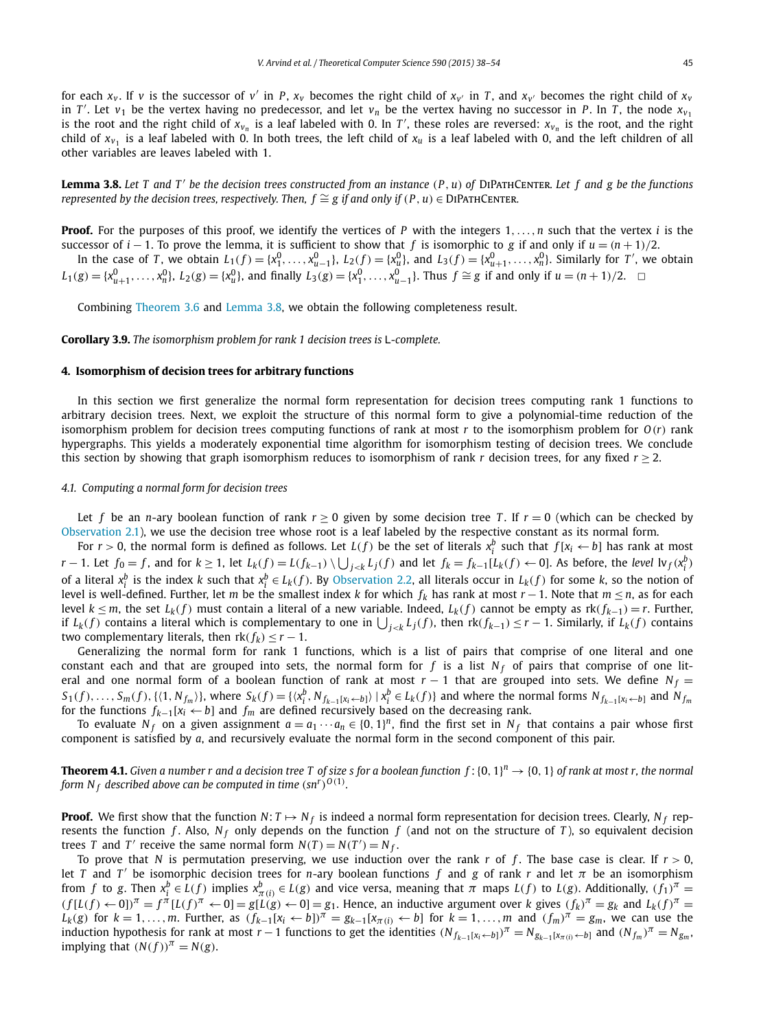for each $x_v$. If $v$ is the successor of $v'$ in $P$, $x_v$ becomes the right child of $x_{v'}$ in $T$, and $x_{v'}$ becomes the right child of $x_v$ in $T'$. Let $v_1$ be the vertex having no predecessor, and let $v_n$ be the vertex having no successor in $P$. In $T$, the node $x_{v_1}$ is the root and the right child of $x_{v_n}$ is a leaf labeled with 0. In $T'$, these roles are reversed: $x_{v_n}$ is the root, and the right child of $x_{v_1}$ is a leaf labeled with 0. In both trees, the left child of $x_u$ is a leaf labeled with 0, and the left children of all other variables are leaves labeled with 1.

**Lemma 3.8.** *Let $T$ and $T'$ be the decision trees constructed from an instance $(P, u)$ of* DiPathCenter*. Let $f$ and $g$ be the functions represented by the decision trees, respectively. Then, $f \cong g$ if and only if $(P, u) \in$* DiPathCenter*.*

**Proof.** For the purposes of this proof, we identify the vertices of $P$ with the integers $1, \dots, n$ such that the vertex $i$ is the successor of $i-1$. To prove the lemma, it is sufficient to show that $f$ is isomorphic to $g$ if and only if $u = (n+1)/2$.

In the case of $T$, we obtain $L_1(f) = \{x_1^0, \dots, x_{u-1}^0\}$, $L_2(f) = \{x_u^0\}$, and $L_3(f) = \{x_{u+1}^0, \dots, x_n^0\}$. Similarly for $T'$, we obtain $L_1(g) = \{x_{u+1}^0, \dots, x_n^0\}$, $L_2(g) = \{x_u^0\}$, and finally $L_3(g) = \{x_1^0, \dots, x_{u-1}^0\}$. Thus $f \cong g$ if and only if $u = (n+1)/2$. $\square$

Combining Theorem 3.6 and Lemma 3.8, we obtain the following completeness result.

**Corollary 3.9.** *The isomorphism problem for rank 1 decision trees is* L*-complete.*

## 4. Isomorphism of decision trees for arbitrary functions

In this section we first generalize the normal form representation for decision trees computing rank 1 functions to arbitrary decision trees. Next, we exploit the structure of this normal form to give a polynomial-time reduction of the isomorphism problem for decision trees computing functions of rank at most $r$ to the isomorphism problem for $O(r)$ rank hypergraphs. This yields a moderately exponential time algorithm for isomorphism testing of decision trees. We conclude this section by showing that graph isomorphism reduces to isomorphism of rank $r$ decision trees, for any fixed $r \geq 2$.

### 4.1. Computing a normal form for decision trees

Let $f$ be an $n$-ary boolean function of rank $r \geq 0$ given by some decision tree $T$. If $r = 0$ (which can be checked by Observation 2.1), we use the decision tree whose root is a leaf labeled by the respective constant as its normal form.

For $r > 0$, the normal form is defined as follows. Let $L(f)$ be the set of literals $x_i^b$ such that $f[x_i \leftarrow b]$ has rank at most $r-1$. Let $f_0 = f$, and for $k \geq 1$, let $L_k(f) = L(f_{k-1}) \setminus \bigcup_{j<k} L_j(f)$ and let $f_k = f_{k-1}[L_k(f) \leftarrow 0]$. As before, the *level* $\text{lv}_f(x_i^b)$ of a literal $x_i^b$ is the index $k$ such that $x_i^b \in L_k(f)$. By Observation 2.2, all literals occur in $L_k(f)$ for some $k$, so the notion of level is well-defined. Further, let $m$ be the smallest index $k$ for which $f_k$ has rank at most $r-1$. Note that $m \leq n$, as for each level $k \leq m$, the set $L_k(f)$ must contain a literal of a new variable. Indeed, $L_k(f)$ cannot be empty as $\text{rk}(f_{k-1}) = r$. Further, if $L_k(f)$ contains a literal which is complementary to one in $\bigcup_{j<k} L_j(f)$, then $\text{rk}(f_{k-1}) \leq r-1$. Similarly, if $L_k(f)$ contains two complementary literals, then $\text{rk}(f_k) \leq r-1$.

Generalizing the normal form for rank 1 functions, which is a list of pairs that comprise of one literal and one constant each and that are grouped into sets, the normal form for $f$ is a list $N_f$ of pairs that comprise of one literal and one normal form of a boolean function of rank at most $r-1$ that are grouped into sets. We define $N_f = S_1(f), \dots, S_m(f), \{\langle 1, N_{f_m} \rangle\}$, where $S_k(f) = \{\langle x_i^b, N_{f_{k-1}[x_i \leftarrow b]} \rangle \mid x_i^b \in L_k(f)\}$ and where the normal forms $N_{f_{k-1}[x_i \leftarrow b]}$ and $N_{f_m}$ for the functions $f_{k-1}[x_i \leftarrow b]$ and $f_m$ are defined recursively based on the decreasing rank.

To evaluate $N_f$ on a given assignment $a = a_1 \cdots a_n \in \{0,1\}^n$, find the first set in $N_f$ that contains a pair whose first component is satisfied by $a$, and recursively evaluate the normal form in the second component of this pair.

**Theorem 4.1.** *Given a number $r$ and a decision tree $T$ of size $s$ for a boolean function $f : \{0,1\}^n \to \{0,1\}$ of rank at most $r$, the normal form $N_f$ described above can be computed in time $(sn^r)^{O(1)}$.*

**Proof.** We first show that the function $N : T \mapsto N_f$ is indeed a normal form representation for decision trees. Clearly, $N_f$ represents the function $f$. Also, $N_f$ only depends on the function $f$ (and not on the structure of $T$), so equivalent decision trees $T$ and $T'$ receive the same normal form $N(T) = N(T') = N_f$.

To prove that $N$ is permutation preserving, we use induction over the rank $r$ of $f$. The base case is clear. If $r > 0$, let $T$ and $T'$ be isomorphic decision trees for $n$-ary boolean functions $f$ and $g$ of rank $r$ and let $\pi$ be an isomorphism from $f$ to $g$. Then $x_i^b \in L(f)$ implies $x_{\pi(i)}^b \in L(g)$ and vice versa, meaning that $\pi$ maps $L(f)$ to $L(g)$. Additionally, $(f_1)^\pi = (f[L(f) \leftarrow 0])^\pi = f^\pi[L(f)^\pi \leftarrow 0] = g[L(g) \leftarrow 0] = g_1$. Hence, an inductive argument over $k$ gives $(f_k)^\pi = g_k$ and $L_k(f)^\pi = L_k(g)$ for $k = 1, \dots, m$. Further, as $(f_{k-1}[x_i \leftarrow b])^\pi = g_{k-1}[x_{\pi(i)} \leftarrow b]$ for $k = 1, \dots, m$ and $(f_m)^\pi = g_m$, we can use the induction hypothesis for rank at most $r-1$ functions to get the identities $(N_{f_{k-1}[x_i \leftarrow b]})^\pi = N_{g_{k-1}[x_{\pi(i)} \leftarrow b]}$ and $(N_{f_m})^\pi = N_{g_m}$, implying that $(N(f))^\pi = N(g)$.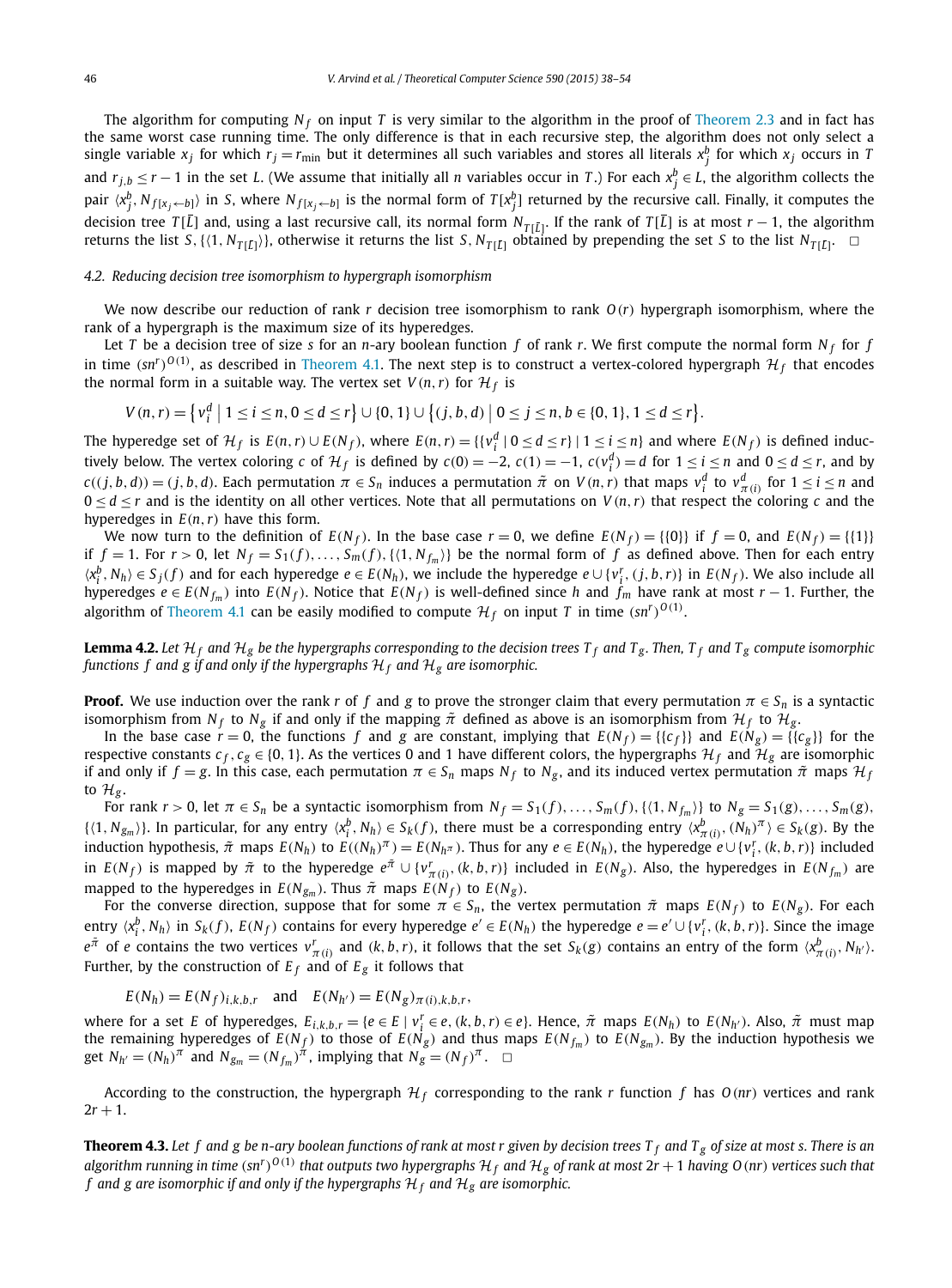The algorithm for computing $N_f$ on input $T$ is very similar to the algorithm in the proof of Theorem 2.3 and in fact has the same worst case running time. The only difference is that in each recursive step, the algorithm does not only select a single variable $x_j$ for which $r_j = r_{\min}$ but it determines all such variables and stores all literals $x_j^b$ for which $x_j$ occurs in $T$ and $r_{j,b} \le r-1$ in the set $L$. (We assume that initially all $n$ variables occur in $T$.) For each $x_j^b \in L$, the algorithm collects the pair $\langle x_j^b, N_{f[x_j \leftarrow b]}\rangle$ in $S$, where $N_{f[x_j \leftarrow b]}$ is the normal form of $T[x_j^b]$ returned by the recursive call. Finally, it computes the decision tree $T[\bar{L}]$ and, using a last recursive call, its normal form $N_{T[\bar{L}]}$. If the rank of $T[\bar{L}]$ is at most $r-1$, the algorithm returns the list $S, \{\langle 1, N_{T[\bar{L}]}\rangle\}$, otherwise it returns the list $S, N_{T[\bar{L}]}$ obtained by prepending the set $S$ to the list $N_{T[\bar{L}]}$. $\square$

### 4.2. Reducing decision tree isomorphism to hypergraph isomorphism

We now describe our reduction of rank $r$ decision tree isomorphism to rank $O(r)$ hypergraph isomorphism, where the rank of a hypergraph is the maximum size of its hyperedges.

Let $T$ be a decision tree of size $s$ for an $n$-ary boolean function $f$ of rank $r$. We first compute the normal form $N_f$ for $f$ in time $(sn^r)^{O(1)}$, as described in Theorem 4.1. The next step is to construct a vertex-colored hypergraph $\mathcal{H}_f$ that encodes the normal form in a suitable way. The vertex set $V(n,r)$ for $\mathcal{H}_f$ is

$$V(n,r) = \left\{ v_i^d \mid 1 \le i \le n, 0 \le d \le r \right\} \cup \{0,1\} \cup \left\{ (j,b,d) \mid 0 \le j \le n, b \in \{0,1\}, 1 \le d \le r \right\}.$$

The hyperedge set of $\mathcal{H}_f$ is $E(n,r) \cup E(N_f)$, where $E(n,r) = \{\{v_i^d \mid 0 \le d \le r\} \mid 1 \le i \le n\}$ and where $E(N_f)$ is defined inductively below. The vertex coloring $c$ of $\mathcal{H}_f$ is defined by $c(0) = -2$, $c(1) = -1$, $c(v_i^d) = d$ for $1 \le i \le n$ and $0 \le d \le r$, and by $c((j,b,d)) = (j,b,d)$. Each permutation $\pi \in S_n$ induces a permutation $\tilde{\pi}$ on $V(n,r)$ that maps $v_i^d$ to $v_{\pi(i)}^d$ for $1 \le i \le n$ and $0 \le d \le r$ and is the identity on all other vertices. Note that all permutations on $V(n,r)$ that respect the coloring $c$ and the hyperedges in $E(n,r)$ have this form.

We now turn to the definition of $E(N_f)$. In the base case $r = 0$, we define $E(N_f) = \{\{0\}\}$ if $f = 0$, and $E(N_f) = \{\{1\}\}$ if $f = 1$. For $r > 0$, let $N_f = S_1(f), \dots, S_m(f), \{\langle 1, N_{f_m}\rangle\}$ be the normal form of $f$ as defined above. Then for each entry $\langle x_i^b, N_h\rangle \in S_j(f)$ and for each hyperedge $e \in E(N_h)$, we include the hyperedge $e \cup \{v_i^r, (j,b,r)\}$ in $E(N_f)$. We also include all hyperedges $e \in E(N_{f_m})$ into $E(N_f)$. Notice that $E(N_f)$ is well-defined since $h$ and $f_m$ have rank at most $r-1$. Further, the algorithm of Theorem 4.1 can be easily modified to compute $\mathcal{H}_f$ on input $T$ in time $(sn^r)^{O(1)}$.

**Lemma 4.2.** *Let $\mathcal{H}_f$ and $\mathcal{H}_g$ be the hypergraphs corresponding to the decision trees $T_f$ and $T_g$. Then, $T_f$ and $T_g$ compute isomorphic functions $f$ and $g$ if and only if the hypergraphs $\mathcal{H}_f$ and $\mathcal{H}_g$ are isomorphic.*

**Proof.** We use induction over the rank $r$ of $f$ and $g$ to prove the stronger claim that every permutation $\pi \in S_n$ is a syntactic isomorphism from $N_f$ to $N_g$ if and only if the mapping $\tilde{\pi}$ defined as above is an isomorphism from $\mathcal{H}_f$ to $\mathcal{H}_g$.

In the base case $r = 0$, the functions $f$ and $g$ are constant, implying that $E(N_f) = \{\{c_f\}\}$ and $E(N_g) = \{\{c_g\}\}$ for the respective constants $c_f, c_g \in \{0,1\}$. As the vertices 0 and 1 have different colors, the hypergraphs $\mathcal{H}_f$ and $\mathcal{H}_g$ are isomorphic if and only if $f = g$. In this case, each permutation $\pi \in S_n$ maps $N_f$ to $N_g$, and its induced vertex permutation $\tilde{\pi}$ maps $\mathcal{H}_f$ to $\mathcal{H}_g$.

For rank $r > 0$, let $\pi \in S_n$ be a syntactic isomorphism from $N_f = S_1(f), \dots, S_m(f), \{\langle 1, N_{f_m}\rangle\}$ to $N_g = S_1(g), \dots, S_m(g), \{\langle 1, N_{g_m}\rangle\}$. In particular, for any entry $\langle x_i^b, N_h\rangle \in S_k(f)$, there must be a corresponding entry $\langle x_{\pi(i)}^b, (N_h)^\pi\rangle \in S_k(g)$. By the induction hypothesis, $\tilde{\pi}$ maps $E(N_h)$ to $E((N_h)^\pi) = E(N_{h^\pi})$. Thus for any $e \in E(N_h)$, the hyperedge $e \cup \{v_i^r, (k,b,r)\}$ included in $E(N_f)$ is mapped by $\tilde{\pi}$ to the hyperedge $e^{\tilde{\pi}} \cup \{v_{\pi(i)}^r, (k,b,r)\}$ included in $E(N_g)$. Also, the hyperedges in $E(N_{f_m})$ are mapped to the hyperedges in $E(N_{g_m})$. Thus $\tilde{\pi}$ maps $E(N_f)$ to $E(N_g)$.

For the converse direction, suppose that for some $\pi \in S_n$, the vertex permutation $\tilde{\pi}$ maps $E(N_f)$ to $E(N_g)$. For each entry $\langle x_i^b, N_h\rangle$ in $S_k(f)$, $E(N_f)$ contains for every hyperedge $e' \in E(N_h)$ the hyperedge $e = e' \cup \{v_i^r, (k,b,r)\}$. Since the image $e^{\tilde{\pi}}$ of $e$ contains the two vertices $v_{\pi(i)}^r$ and $(k,b,r)$, it follows that the set $S_k(g)$ contains an entry of the form $\langle x_{\pi(i)}^b, N_{h'}\rangle$. Further, by the construction of $E_f$ and of $E_g$ it follows that

$$E(N_h) = E(N_f)_{i,k,b,r} \quad \text{and} \quad E(N_{h'}) = E(N_g)_{\pi(i),k,b,r},$$

where for a set $E$ of hyperedges, $E_{i,k,b,r} = \{e \in E \mid v_i^r \in e, (k,b,r) \in e\}$. Hence, $\tilde{\pi}$ maps $E(N_h)$ to $E(N_{h'})$. Also, $\tilde{\pi}$ must map the remaining hyperedges of $E(N_f)$ to those of $E(N_g)$ and thus maps $E(N_{f_m})$ to $E(N_{g_m})$. By the induction hypothesis we get $N_{h'} = (N_h)^\pi$ and $N_{g_m} = (N_{f_m})^\pi$, implying that $N_g = (N_f)^\pi$. $\square$

According to the construction, the hypergraph $\mathcal{H}_f$ corresponding to the rank $r$ function $f$ has $O(nr)$ vertices and rank $2r+1$.

**Theorem 4.3.** *Let $f$ and $g$ be $n$-ary boolean functions of rank at most $r$ given by decision trees $T_f$ and $T_g$ of size at most $s$. There is an algorithm running in time $(sn^r)^{O(1)}$ that outputs two hypergraphs $\mathcal{H}_f$ and $\mathcal{H}_g$ of rank at most $2r+1$ having $O(nr)$ vertices such that $f$ and $g$ are isomorphic if and only if the hypergraphs $\mathcal{H}_f$ and $\mathcal{H}_g$ are isomorphic.*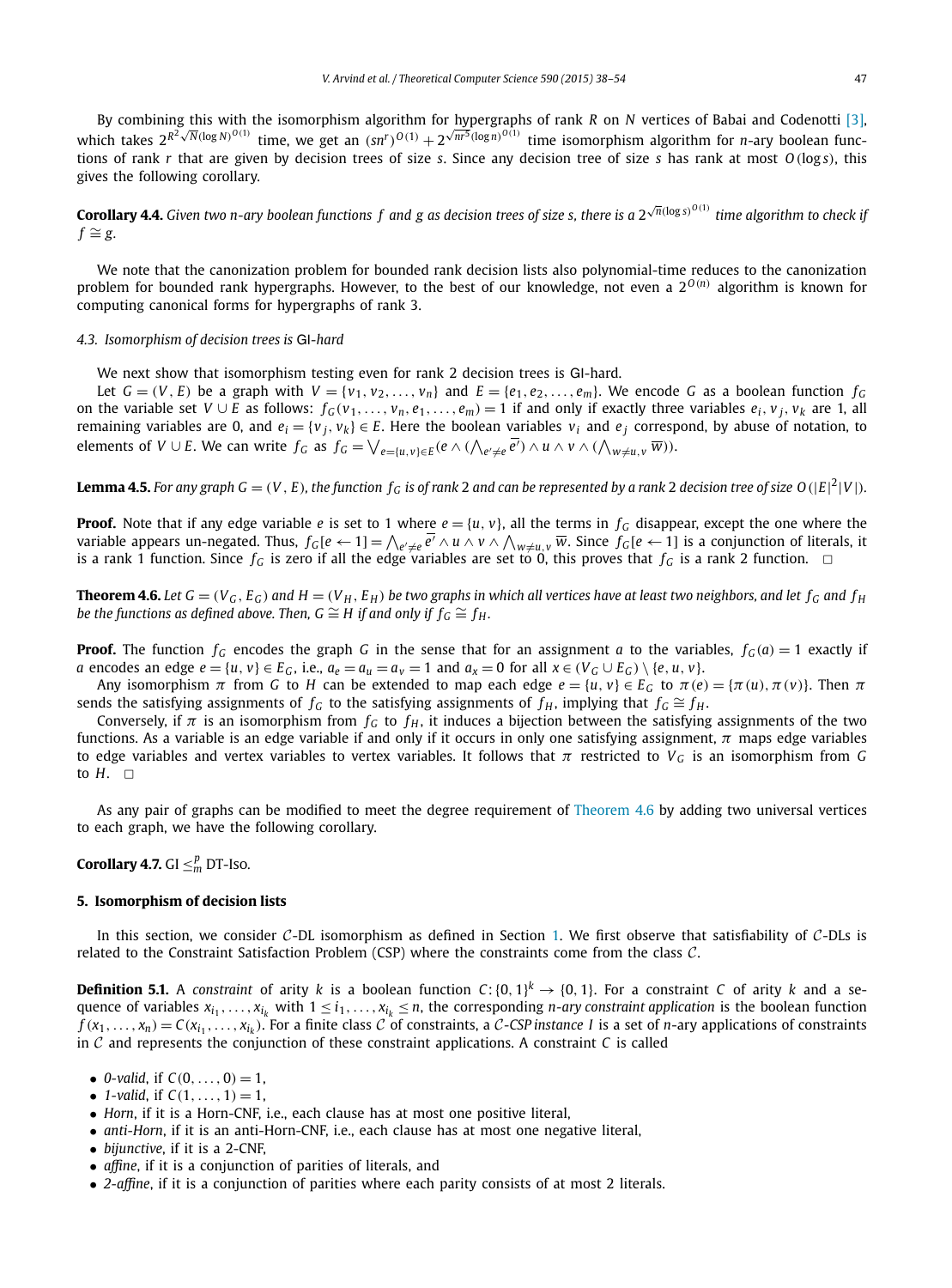By combining this with the isomorphism algorithm for hypergraphs of rank $R$ on $N$ vertices of Babai and Codenotti [3], which takes $2^{R^2\sqrt{N}(\log N)^{O(1)}}$ time, we get an $(sn^r)^{O(1)} + 2^{\sqrt{nr^5}(\log n)^{O(1)}}$ time isomorphism algorithm for $n$-ary boolean functions of rank $r$ that are given by decision trees of size $s$. Since any decision tree of size $s$ has rank at most $O(\log s)$, this gives the following corollary.

**Corollary 4.4.** *Given two $n$-ary boolean functions $f$ and $g$ as decision trees of size $s$, there is a $2^{\sqrt{n}(\log s)^{O(1)}}$ time algorithm to check if $f \cong g$.*

We note that the canonization problem for bounded rank decision lists also polynomial-time reduces to the canonization problem for bounded rank hypergraphs. However, to the best of our knowledge, not even a $2^{O(n)}$ algorithm is known for computing canonical forms for hypergraphs of rank 3.

### 4.3. Isomorphism of decision trees is GI-hard

We next show that isomorphism testing even for rank 2 decision trees is GI-hard.

Let $G = (V, E)$ be a graph with $V = \{v_1, v_2, \ldots, v_n\}$ and $E = \{e_1, e_2, \ldots, e_m\}$. We encode $G$ as a boolean function $f_G$ on the variable set $V \cup E$ as follows: $f_G(v_1, \ldots, v_n, e_1, \ldots, e_m) = 1$ if and only if exactly three variables $e_i, v_j, v_k$ are 1, all remaining variables are 0, and $e_i = \{v_j, v_k\} \in E$. Here the boolean variables $v_i$ and $e_j$ correspond, by abuse of notation, to elements of $V \cup E$. We can write $f_G$ as $f_G = \bigvee_{e=\{u,v\}\in E}(e \wedge (\bigwedge_{e' \neq e} \overline{e'}) \wedge u \wedge v \wedge (\bigwedge_{w \neq u,v} \overline{w}))$.

**Lemma 4.5.** *For any graph $G = (V, E)$, the function $f_G$ is of rank 2 and can be represented by a rank 2 decision tree of size $O(|E|^2|V|)$.*

**Proof.** Note that if any edge variable $e$ is set to 1 where $e = \{u, v\}$, all the terms in $f_G$ disappear, except the one where the variable appears un-negated. Thus, $f_G[e \leftarrow 1] = \bigwedge_{e' \neq e} \overline{e'} \wedge u \wedge v \wedge \bigwedge_{w \neq u,v} \overline{w}$. Since $f_G[e \leftarrow 1]$ is a conjunction of literals, it is a rank 1 function. Since $f_G$ is zero if all the edge variables are set to 0, this proves that $f_G$ is a rank 2 function. □

**Theorem 4.6.** *Let $G = (V_G, E_G)$ and $H = (V_H, E_H)$ be two graphs in which all vertices have at least two neighbors, and let $f_G$ and $f_H$ be the functions as defined above. Then, $G \cong H$ if and only if $f_G \cong f_H$.*

**Proof.** The function $f_G$ encodes the graph $G$ in the sense that for an assignment $a$ to the variables, $f_G(a) = 1$ exactly if $a$ encodes an edge $e = \{u, v\} \in E_G$, i.e., $a_e = a_u = a_v = 1$ and $a_x = 0$ for all $x \in (V_G \cup E_G) \setminus \{e, u, v\}$.

Any isomorphism $\pi$ from $G$ to $H$ can be extended to map each edge $e = \{u, v\} \in E_G$ to $\pi(e) = \{\pi(u), \pi(v)\}$. Then $\pi$ sends the satisfying assignments of $f_G$ to the satisfying assignments of $f_H$, implying that $f_G \cong f_H$.

Conversely, if $\pi$ is an isomorphism from $f_G$ to $f_H$, it induces a bijection between the satisfying assignments of the two functions. As a variable is an edge variable if and only if it occurs in only one satisfying assignment, $\pi$ maps edge variables to edge variables and vertex variables to vertex variables. It follows that $\pi$ restricted to $V_G$ is an isomorphism from $G$ to $H$. □

As any pair of graphs can be modified to meet the degree requirement of Theorem 4.6 by adding two universal vertices to each graph, we have the following corollary.

**Corollary 4.7.** GI $\leq_m^p$ DT-Iso.

## 5. Isomorphism of decision lists

In this section, we consider $\mathcal{C}$-DL isomorphism as defined in Section 1. We first observe that satisfiability of $\mathcal{C}$-DLs is related to the Constraint Satisfaction Problem (CSP) where the constraints come from the class $\mathcal{C}$.

**Definition 5.1.** A *constraint* of arity $k$ is a boolean function $C: \{0,1\}^k \to \{0,1\}$. For a constraint $C$ of arity $k$ and a sequence of variables $x_{i_1}, \ldots, x_{i_k}$ with $1 \leq i_1, \ldots, x_{i_k} \leq n$, the corresponding *n-ary constraint application* is the boolean function $f(x_1, \ldots, x_n) = C(x_{i_1}, \ldots, x_{i_k})$. For a finite class $\mathcal{C}$ of constraints, a *$\mathcal{C}$-CSP instance* $I$ is a set of $n$-ary applications of constraints in $\mathcal{C}$ and represents the conjunction of these constraint applications. A constraint $C$ is called

- *0-valid*, if $C(0, \ldots, 0) = 1$,
- *1-valid*, if $C(1, \ldots, 1) = 1$,
- *Horn*, if it is a Horn-CNF, i.e., each clause has at most one positive literal,
- *anti-Horn*, if it is an anti-Horn-CNF, i.e., each clause has at most one negative literal,
- *bijunctive*, if it is a 2-CNF,
- *affine*, if it is a conjunction of parities of literals, and
- *2-affine*, if it is a conjunction of parities where each parity consists of at most 2 literals.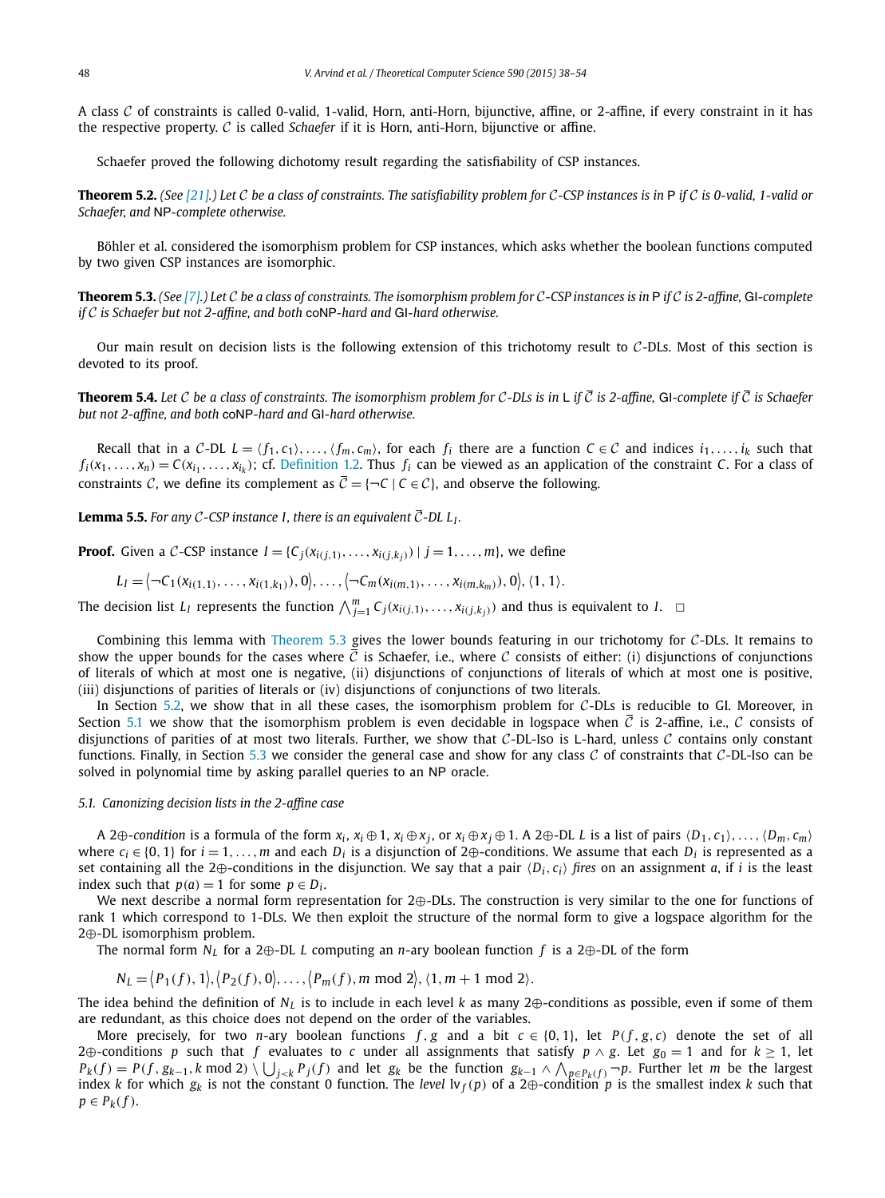A class $\mathcal{C}$ of constraints is called 0-valid, 1-valid, Horn, anti-Horn, bijunctive, affine, or 2-affine, if every constraint in it has the respective property. $\mathcal{C}$ is called *Schaefer* if it is Horn, anti-Horn, bijunctive or affine.

Schaefer proved the following dichotomy result regarding the satisfiability of CSP instances.

**Theorem 5.2.** *(See [21].) Let $\mathcal{C}$ be a class of constraints. The satisfiability problem for $\mathcal{C}$-CSP instances is in* P *if $\mathcal{C}$ is 0-valid, 1-valid or Schaefer, and* NP*-complete otherwise.*

Böhler et al. considered the isomorphism problem for CSP instances, which asks whether the boolean functions computed by two given CSP instances are isomorphic.

**Theorem 5.3.** *(See [7].) Let $\mathcal{C}$ be a class of constraints. The isomorphism problem for $\mathcal{C}$-CSP instances is in* P *if $\mathcal{C}$ is 2-affine,* GI*-complete if $\mathcal{C}$ is Schaefer but not 2-affine, and both* coNP*-hard and* GI*-hard otherwise.*

Our main result on decision lists is the following extension of this trichotomy result to $\mathcal{C}$-DLs. Most of this section is devoted to its proof.

**Theorem 5.4.** *Let $\mathcal{C}$ be a class of constraints. The isomorphism problem for $\mathcal{C}$-DLs is in* L *if $\overline{\mathcal{C}}$ is 2-affine,* GI*-complete if $\overline{\mathcal{C}}$ is Schaefer but not 2-affine, and both* coNP*-hard and* GI*-hard otherwise.*

Recall that in a $\mathcal{C}$-DL $L = \langle f_1, c_1\rangle, \ldots, \langle f_m, c_m\rangle$, for each $f_i$ there are a function $C \in \mathcal{C}$ and indices $i_1, \ldots, i_k$ such that $f_i(x_1, \ldots, x_n) = C(x_{i_1}, \ldots, x_{i_k})$; cf. Definition 1.2. Thus $f_i$ can be viewed as an application of the constraint $C$. For a class of constraints $\mathcal{C}$, we define its complement as $\overline{\mathcal{C}} = \{\neg C \mid C \in \mathcal{C}\}$, and observe the following.

**Lemma 5.5.** *For any $\mathcal{C}$-CSP instance $I$, there is an equivalent $\overline{\mathcal{C}}$-DL $L_I$.*

**Proof.** Given a $\mathcal{C}$-CSP instance $I = \{C_j(x_{i(j,1)}, \ldots, x_{i(j,k_j)}) \mid j = 1, \ldots, m\}$, we define

$$L_I = \big\langle \neg C_1(x_{i(1,1)}, \ldots, x_{i(1,k_1)}), 0\big\rangle, \ldots, \big\langle \neg C_m(x_{i(m,1)}, \ldots, x_{i(m,k_m)}), 0\big\rangle, \langle 1, 1\rangle.$$

The decision list $L_I$ represents the function $\bigwedge_{j=1}^{m} C_j(x_{i(j,1)}, \ldots, x_{i(j,k_j)})$ and thus is equivalent to $I$. $\square$

Combining this lemma with Theorem 5.3 gives the lower bounds featuring in our trichotomy for $\mathcal{C}$-DLs. It remains to show the upper bounds for the cases where $\overline{\mathcal{C}}$ is Schaefer, i.e., where $\mathcal{C}$ consists of either: (i) disjunctions of conjunctions of literals of which at most one is negative, (ii) disjunctions of conjunctions of literals of which at most one is positive, (iii) disjunctions of parities of literals or (iv) disjunctions of conjunctions of two literals.

In Section 5.2, we show that in all these cases, the isomorphism problem for $\mathcal{C}$-DLs is reducible to GI. Moreover, in Section 5.1 we show that the isomorphism problem is even decidable in logspace when $\overline{\mathcal{C}}$ is 2-affine, i.e., $\mathcal{C}$ consists of disjunctions of parities of at most two literals. Further, we show that $\mathcal{C}$-DL-Iso is L-hard, unless $\mathcal{C}$ contains only constant functions. Finally, in Section 5.3 we consider the general case and show for any class $\mathcal{C}$ of constraints that $\mathcal{C}$-DL-Iso can be solved in polynomial time by asking parallel queries to an NP oracle.

### 5.1. Canonizing decision lists in the 2-affine case

A *2⊕-condition* is a formula of the form $x_i$, $x_i \oplus 1$, $x_i \oplus x_j$, or $x_i \oplus x_j \oplus 1$. A 2⊕-DL $L$ is a list of pairs $\langle D_1, c_1\rangle, \ldots, \langle D_m, c_m\rangle$ where $c_i \in \{0, 1\}$ for $i = 1, \ldots, m$ and each $D_i$ is a disjunction of 2⊕-conditions. We assume that each $D_i$ is represented as a set containing all the 2⊕-conditions in the disjunction. We say that a pair $\langle D_i, c_i\rangle$ *fires* on an assignment $a$, if $i$ is the least index such that $p(a) = 1$ for some $p \in D_i$.

We next describe a normal form representation for 2⊕-DLs. The construction is very similar to the one for functions of rank 1 which correspond to 1-DLs. We then exploit the structure of the normal form to give a logspace algorithm for the 2⊕-DL isomorphism problem.

The normal form $N_L$ for a 2⊕-DL $L$ computing an $n$-ary boolean function $f$ is a 2⊕-DL of the form

$$N_L = \big\langle P_1(f), 1\big\rangle, \big\langle P_2(f), 0\big\rangle, \ldots, \big\langle P_m(f), m \bmod 2\big\rangle, \langle 1, m+1 \bmod 2\rangle.$$

The idea behind the definition of $N_L$ is to include in each level $k$ as many 2⊕-conditions as possible, even if some of them are redundant, as this choice does not depend on the order of the variables.

More precisely, for two $n$-ary boolean functions $f, g$ and a bit $c \in \{0, 1\}$, let $P(f, g, c)$ denote the set of all 2⊕-conditions $p$ such that $f$ evaluates to $c$ under all assignments that satisfy $p \wedge g$. Let $g_0 = 1$ and for $k \geq 1$, let $P_k(f) = P(f, g_{k-1}, k \bmod 2) \setminus \bigcup_{j<k} P_j(f)$ and let $g_k$ be the function $g_{k-1} \wedge \bigwedge_{p \in P_k(f)} \neg p$. Further let $m$ be the largest index $k$ for which $g_k$ is not the constant 0 function. The *level* $\mathrm{lv}_f(p)$ of a 2⊕-condition $p$ is the smallest index $k$ such that $p \in P_k(f)$.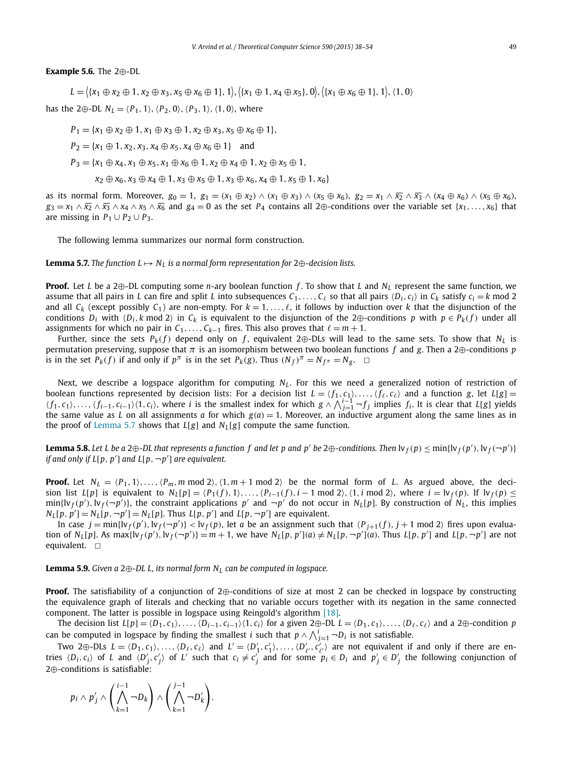**Example 5.6.** The 2⊕-DL

$$L = \langle \{x_1 \oplus x_2 \oplus 1, x_2 \oplus x_3, x_5 \oplus x_6 \oplus 1\}, 1\rangle, \langle \{x_1 \oplus 1, x_4 \oplus x_5\}, 0\rangle, \langle \{x_1 \oplus x_6 \oplus 1\}, 1\rangle, \langle 1, 0\rangle$$

has the 2⊕-DL $N_L = \langle P_1, 1\rangle, \langle P_2, 0\rangle, \langle P_3, 1\rangle, \langle 1, 0\rangle$, where

$$P_1 = \{x_1 \oplus x_2 \oplus 1, x_1 \oplus x_3 \oplus 1, x_2 \oplus x_3, x_5 \oplus x_6 \oplus 1\},$$

$$P_2 = \{x_1 \oplus 1, x_2, x_3, x_4 \oplus x_5, x_4 \oplus x_6 \oplus 1\} \quad \text{and}$$

$$P_3 = \{x_1 \oplus x_4, x_1 \oplus x_5, x_1 \oplus x_6 \oplus 1, x_2 \oplus x_4 \oplus 1, x_2 \oplus x_5 \oplus 1,$$
$$x_2 \oplus x_6, x_3 \oplus x_4 \oplus 1, x_3 \oplus x_5 \oplus 1, x_3 \oplus x_6, x_4 \oplus 1, x_5 \oplus 1, x_6\}$$

as its normal form. Moreover, $g_0 = 1$, $g_1 = (x_1 \oplus x_2) \wedge (x_1 \oplus x_3) \wedge (x_5 \oplus x_6)$, $g_2 = x_1 \wedge \overline{x_2} \wedge \overline{x_3} \wedge (x_4 \oplus x_6) \wedge (x_5 \oplus x_6)$, $g_3 = x_1 \wedge \overline{x_2} \wedge \overline{x_3} \wedge x_4 \wedge x_5 \wedge \overline{x_6}$ and $g_4 = 0$ as the set $P_4$ contains all 2⊕-conditions over the variable set $\{x_1, \ldots, x_6\}$ that are missing in $P_1 \cup P_2 \cup P_3$.

The following lemma summarizes our normal form construction.

**Lemma 5.7.** *The function $L \mapsto N_L$ is a normal form representation for 2⊕-decision lists.*

**Proof.** Let $L$ be a 2⊕-DL computing some $n$-ary boolean function $f$. To show that $L$ and $N_L$ represent the same function, we assume that all pairs in $L$ can fire and split $L$ into subsequences $C_1, \ldots, C_\ell$ so that all pairs $\langle D_i, c_i\rangle$ in $C_k$ satisfy $c_i = k \bmod 2$ and all $C_k$ (except possibly $C_1$) are non-empty. For $k = 1, \ldots, \ell$, it follows by induction over $k$ that the disjunction of the conditions $D_i$ with $\langle D_i, k \bmod 2\rangle$ in $C_k$ is equivalent to the disjunction of the 2⊕-conditions $p$ with $p \in P_k(f)$ under all assignments for which no pair in $C_1, \ldots, C_{k-1}$ fires. This also proves that $\ell = m + 1$.

Further, since the sets $P_k(f)$ depend only on $f$, equivalent 2⊕-DLs will lead to the same sets. To show that $N_L$ is permutation preserving, suppose that $\pi$ is an isomorphism between two boolean functions $f$ and $g$. Then a 2⊕-conditions $p$ is in the set $P_k(f)$ if and only if $p^\pi$ is in the set $P_k(g)$. Thus $(N_f)^\pi = N_{f^\pi} = N_g$. □

Next, we describe a logspace algorithm for computing $N_L$. For this we need a generalized notion of restriction of boolean functions represented by decision lists: For a decision list $L = \langle f_1, c_1\rangle, \ldots, \langle f_\ell, c_\ell\rangle$ and a function $g$, let $L[g] = \langle f_1, c_1\rangle, \ldots, \langle f_{i-1}, c_{i-1}\rangle\langle 1, c_i\rangle$, where $i$ is the smallest index for which $g \wedge \bigwedge_{j=1}^{i-1} \neg f_j$ implies $f_i$. It is clear that $L[g]$ yields the same value as $L$ on all assignments $a$ for which $g(a) = 1$. Moreover, an inductive argument along the same lines as in the proof of Lemma 5.7 shows that $L[g]$ and $N_L[g]$ compute the same function.

**Lemma 5.8.** *Let $L$ be a 2⊕-DL that represents a function $f$ and let $p$ and $p'$ be 2⊕-conditions. Then $\mathrm{lv}_f(p) \le \min\{\mathrm{lv}_f(p'), \mathrm{lv}_f(\neg p')\}$ if and only if $L[p, p']$ and $L[p, \neg p']$ are equivalent.*

**Proof.** Let $N_L = \langle P_1, 1\rangle, \ldots, \langle P_m, m \bmod 2\rangle, \langle 1, m+1 \bmod 2\rangle$ be the normal form of $L$. As argued above, the decision list $L[p]$ is equivalent to $N_L[p] = \langle P_1(f), 1\rangle, \ldots, \langle P_{i-1}(f), i-1 \bmod 2\rangle, \langle 1, i \bmod 2\rangle$, where $i = \mathrm{lv}_f(p)$. If $\mathrm{lv}_f(p) \le \min\{\mathrm{lv}_f(p'), \mathrm{lv}_f(\neg p')\}$, the constraint applications $p'$ and $\neg p'$ do not occur in $N_L[p]$. By construction of $N_L$, this implies $N_L[p, p'] = N_L[p, \neg p'] = N_L[p]$. Thus $L[p, p']$ and $L[p, \neg p']$ are equivalent.

In case $j = \min\{\mathrm{lv}_f(p'), \mathrm{lv}_f(\neg p')\} < \mathrm{lv}_f(p)$, let $a$ be an assignment such that $\langle P_{j+1}(f), j+1 \bmod 2\rangle$ fires upon evaluation of $N_L[p]$. As $\max\{\mathrm{lv}_f(p'), \mathrm{lv}_f(\neg p')\} = m + 1$, we have $N_L[p, p'](a) \neq N_L[p, \neg p'](a)$. Thus $L[p, p']$ and $L[p, \neg p']$ are not equivalent. □

**Lemma 5.9.** *Given a 2⊕-DL $L$, its normal form $N_L$ can be computed in logspace.*

**Proof.** The satisfiability of a conjunction of 2⊕-conditions of size at most 2 can be checked in logspace by constructing the equivalence graph of literals and checking that no variable occurs together with its negation in the same connected component. The latter is possible in logspace using Reingold's algorithm [18].

The decision list $L[p] = \langle D_1, c_1\rangle, \ldots, \langle D_{i-1}, c_{i-1}\rangle\langle 1, c_i\rangle$ for a given 2⊕-DL $L = \langle D_1, c_1\rangle, \ldots, \langle D_\ell, c_\ell\rangle$ and a 2⊕-condition $p$ can be computed in logspace by finding the smallest $i$ such that $p \wedge \bigwedge_{j=1}^{i} \neg D_i$ is not satisfiable.

Two 2⊕-DLs $L = \langle D_1, c_1\rangle, \ldots, \langle D_\ell, c_\ell\rangle$ and $L' = \langle D'_1, c'_1\rangle, \ldots, \langle D'_{\ell'}, c'_{\ell'}\rangle$ are not equivalent if and only if there are entries $\langle D_i, c_i\rangle$ of $L$ and $\langle D'_j, c'_j\rangle$ of $L'$ such that $c_i \neq c'_j$ and for some $p_i \in D_i$ and $p'_j \in D'_j$ the following conjunction of 2⊕-conditions is satisfiable:

$$p_i \wedge p'_j \wedge \left(\bigwedge_{k=1}^{i-1} \neg D_k\right) \wedge \left(\bigwedge_{k=1}^{j-1} \neg D'_k\right).$$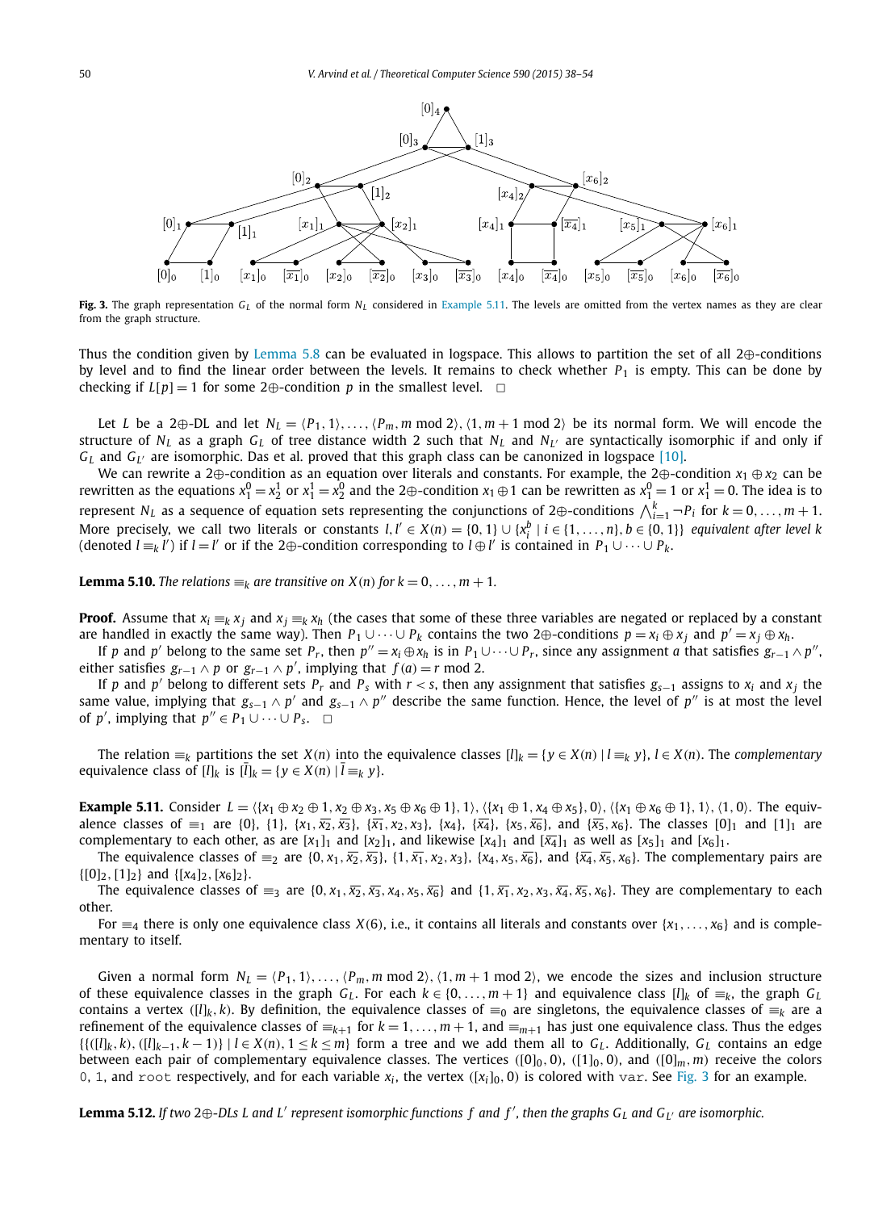**Fig. 3.** The graph representation $G_L$ of the normal form $N_L$ considered in Example 5.11. The levels are omitted from the vertex names as they are clear from the graph structure.

Thus the condition given by Lemma 5.8 can be evaluated in logspace. This allows to partition the set of all 2⊕-conditions by level and to find the linear order between the levels. It remains to check whether $P_1$ is empty. This can be done by checking if $L[p] = 1$ for some 2⊕-condition $p$ in the smallest level. □

Let $L$ be a 2⊕-DL and let $N_L = \langle P_1, 1\rangle, \ldots, \langle P_m, m \bmod 2\rangle, \langle 1, m+1 \bmod 2\rangle$ be its normal form. We will encode the structure of $N_L$ as a graph $G_L$ of tree distance width 2 such that $N_L$ and $N_{L'}$ are syntactically isomorphic if and only if $G_L$ and $G_{L'}$ are isomorphic. Das et al. proved that this graph class can be canonized in logspace [10].

We can rewrite a 2⊕-condition as an equation over literals and constants. For example, the 2⊕-condition $x_1 \oplus x_2$ can be rewritten as the equations $x_1^0 = x_2^1$ or $x_1^1 = x_2^0$ and the 2⊕-condition $x_1 \oplus 1$ can be rewritten as $x_1^0 = 1$ or $x_1^1 = 0$. The idea is to represent $N_L$ as a sequence of equation sets representing the conjunctions of 2⊕-conditions $\bigwedge_{i=1}^{k} \neg P_i$ for $k = 0, \ldots, m+1$. More precisely, we call two literals or constants $l, l' \in X(n) = \{0, 1\} \cup \{x_i^b \mid i \in \{1, \ldots, n\}, b \in \{0, 1\}\}$ *equivalent after level k* (denoted $l \equiv_k l'$) if $l = l'$ or if the 2⊕-condition corresponding to $l \oplus l'$ is contained in $P_1 \cup \cdots \cup P_k$.

**Lemma 5.10.** *The relations $\equiv_k$ are transitive on $X(n)$ for $k = 0, \ldots, m+1$.*

**Proof.** Assume that $x_i \equiv_k x_j$ and $x_j \equiv_k x_h$ (the cases that some of these three variables are negated or replaced by a constant are handled in exactly the same way). Then $P_1 \cup \cdots \cup P_k$ contains the two 2⊕-conditions $p = x_i \oplus x_j$ and $p' = x_j \oplus x_h$.

If $p$ and $p'$ belong to the same set $P_r$, then $p'' = x_i \oplus x_h$ is in $P_1 \cup \cdots \cup P_r$, since any assignment $a$ that satisfies $g_{r-1} \wedge p''$, either satisfies $g_{r-1} \wedge p$ or $g_{r-1} \wedge p'$, implying that $f(a) = r \bmod 2$.

If $p$ and $p'$ belong to different sets $P_r$ and $P_s$ with $r < s$, then any assignment that satisfies $g_{s-1}$ assigns to $x_i$ and $x_j$ the same value, implying that $g_{s-1} \wedge p'$ and $g_{s-1} \wedge p''$ describe the same function. Hence, the level of $p''$ is at most the level of $p'$, implying that $p'' \in P_1 \cup \cdots \cup P_s$. □

The relation $\equiv_k$ partitions the set $X(n)$ into the equivalence classes $[l]_k = \{y \in X(n) \mid l \equiv_k y\}$, $l \in X(n)$. The *complementary* equivalence class of $[l]_k$ is $[\bar{l}]_k = \{y \in X(n) \mid \bar{l} \equiv_k y\}$.

**Example 5.11.** Consider $L = \langle \{x_1 \oplus x_2 \oplus 1, x_2 \oplus x_3, x_5 \oplus x_6 \oplus 1\}, 1\rangle, \langle \{x_1 \oplus 1, x_4 \oplus x_5\}, 0\rangle, \langle \{x_1 \oplus x_6 \oplus 1\}, 1\rangle, \langle 1, 0\rangle$. The equivalence classes of $\equiv_1$ are $\{0\}$, $\{1\}$, $\{x_1, \overline{x_2}, \overline{x_3}\}$, $\{\overline{x_1}, x_2, x_3\}$, $\{x_4\}$, $\{\overline{x_4}\}$, $\{x_5, \overline{x_6}\}$, and $\{\overline{x_5}, x_6\}$. The classes $[0]_1$ and $[1]_1$ are complementary to each other, as are $[x_1]_1$ and $[x_2]_1$, and likewise $[x_4]_1$ and $[\overline{x_4}]_1$ as well as $[x_5]_1$ and $[x_6]_1$.

The equivalence classes of $\equiv_2$ are $\{0, x_1, \overline{x_2}, \overline{x_3}\}$, $\{1, \overline{x_1}, x_2, x_3\}$, $\{x_4, x_5, \overline{x_6}\}$, and $\{\overline{x_4}, \overline{x_5}, x_6\}$. The complementary pairs are $\{[0]_2, [1]_2\}$ and $\{[x_4]_2, [x_6]_2\}$.

The equivalence classes of $\equiv_3$ are $\{0, x_1, \overline{x_2}, \overline{x_3}, x_4, x_5, \overline{x_6}\}$ and $\{1, \overline{x_1}, x_2, x_3, \overline{x_4}, \overline{x_5}, x_6\}$. They are complementary to each other.

For $\equiv_4$ there is only one equivalence class $X(6)$, i.e., it contains all literals and constants over $\{x_1, \ldots, x_6\}$ and is complementary to itself.

Given a normal form $N_L = \langle P_1, 1\rangle, \ldots, \langle P_m, m \bmod 2\rangle, \langle 1, m+1 \bmod 2\rangle$, we encode the sizes and inclusion structure of these equivalence classes in the graph $G_L$. For each $k \in \{0, \ldots, m+1\}$ and equivalence class $[l]_k$ of $\equiv_k$, the graph $G_L$ contains a vertex $([l]_k, k)$. By definition, the equivalence classes of $\equiv_0$ are singletons, the equivalence classes of $\equiv_k$ are a refinement of the equivalence classes of $\equiv_{k+1}$ for $k = 1, \ldots, m+1$, and $\equiv_{m+1}$ has just one equivalence class. Thus the edges $\{\{([l]_k, k), ([l]_{k-1}, k-1)\} \mid l \in X(n), 1 \le k \le m\}$ form a tree and we add them all to $G_L$. Additionally, $G_L$ contains an edge between each pair of complementary equivalence classes. The vertices $([0]_0, 0)$, $([1]_0, 0)$, and $([0]_m, m)$ receive the colors `0`, `1`, and `root` respectively, and for each variable $x_i$, the vertex $([x_i]_0, 0)$ is colored with `var`. See Fig. 3 for an example.

**Lemma 5.12.** *If two 2⊕-DLs $L$ and $L'$ represent isomorphic functions $f$ and $f'$, then the graphs $G_L$ and $G_{L'}$ are isomorphic.*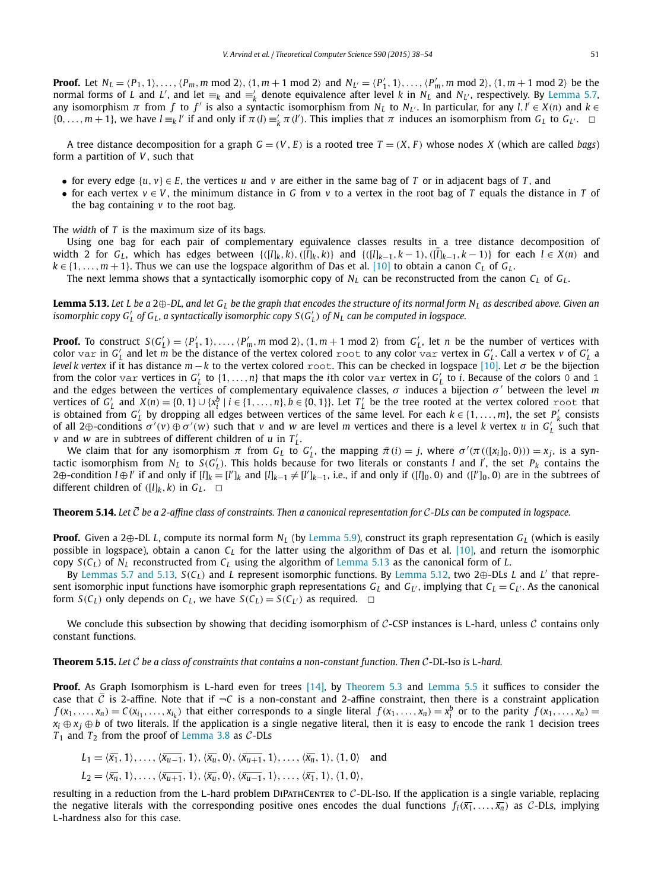**Proof.** Let $N_L = \langle P_1, 1\rangle, \ldots, \langle P_m, m \bmod 2\rangle, \langle 1, m+1 \bmod 2\rangle$ and $N_{L'} = \langle P'_1, 1\rangle, \ldots, \langle P'_m, m \bmod 2\rangle, \langle 1, m+1 \bmod 2\rangle$ be the normal forms of $L$ and $L'$, and let $\equiv_k$ and $\equiv'_k$ denote equivalence after level $k$ in $N_L$ and $N_{L'}$, respectively. By Lemma 5.7, any isomorphism $\pi$ from $f$ to $f'$ is also a syntactic isomorphism from $N_L$ to $N_{L'}$. In particular, for any $l, l' \in X(n)$ and $k \in \{0, \ldots, m+1\}$, we have $l \equiv_k l'$ if and only if $\pi(l) \equiv'_k \pi(l')$. This implies that $\pi$ induces an isomorphism from $G_L$ to $G_{L'}$. $\square$

A tree distance decomposition for a graph $G = (V, E)$ is a rooted tree $T = (X, F)$ whose nodes $X$ (which are called *bags*) form a partition of $V$, such that

- for every edge $\{u, v\} \in E$, the vertices $u$ and $v$ are either in the same bag of $T$ or in adjacent bags of $T$, and
- for each vertex $v \in V$, the minimum distance in $G$ from $v$ to a vertex in the root bag of $T$ equals the distance in $T$ of the bag containing $v$ to the root bag.

The *width* of $T$ is the maximum size of its bags.

Using one bag for each pair of complementary equivalence classes results in a tree distance decomposition of width 2 for $G_L$, which has edges between $\{([l]_k, k), ([\bar{l}]_k, k)\}$ and $\{([l]_{k-1}, k-1), ([\bar{l}]_{k-1}, k-1)\}$ for each $l \in X(n)$ and $k \in \{1, \ldots, m+1\}$. Thus we can use the logspace algorithm of Das et al. [10] to obtain a canon $C_L$ of $G_L$.

The next lemma shows that a syntactically isomorphic copy of $N_L$ can be reconstructed from the canon $C_L$ of $G_L$.

**Lemma 5.13.** *Let $L$ be a $2\oplus$-DL, and let $G_L$ be the graph that encodes the structure of its normal form $N_L$ as described above. Given an isomorphic copy $G'_L$ of $G_L$, a syntactically isomorphic copy $S(G'_L)$ of $N_L$ can be computed in logspace.*

**Proof.** To construct $S(G'_L) = \langle P'_1, 1\rangle, \ldots, \langle P'_m, m \bmod 2\rangle, \langle 1, m+1 \bmod 2\rangle$ from $G'_L$, let $n$ be the number of vertices with color `var` in $G'_L$ and let $m$ be the distance of the vertex colored `root` to any color `var` vertex in $G'_L$. Call a vertex $v$ of $G'_L$ a *level k vertex* if it has distance $m-k$ to the vertex colored `root`. This can be checked in logspace [10]. Let $\sigma$ be the bijection from the color `var` vertices in $G'_L$ to $\{1, \ldots, n\}$ that maps the $i$th color `var` vertex in $G'_L$ to $i$. Because of the colors `0` and `1` and the edges between the vertices of complementary equivalence classes, $\sigma$ induces a bijection $\sigma'$ between the level $m$ vertices of $G'_L$ and $X(n) = \{0, 1\} \cup \{x_i^b \mid i \in \{1, \ldots, n\}, b \in \{0, 1\}\}$. Let $T'_L$ be the tree rooted at the vertex colored `root` that is obtained from $G'_L$ by dropping all edges between vertices of the same level. For each $k \in \{1, \ldots, m\}$, the set $P'_k$ consists of all $2\oplus$-conditions $\sigma'(v) \oplus \sigma'(w)$ such that $v$ and $w$ are level $m$ vertices and there is a level $k$ vertex $u$ in $G'_L$ such that $v$ and $w$ are in subtrees of different children of $u$ in $T'_L$.

We claim that for any isomorphism $\pi$ from $G_L$ to $G'_L$, the mapping $\tilde{\pi}(i) = j$, where $\sigma'(\pi(([x_i]_0, 0))) = x_j$, is a syntactic isomorphism from $N_L$ to $S(G'_L)$. This holds because for two literals or constants $l$ and $l'$, the set $P_k$ contains the $2\oplus$-condition $l \oplus l'$ if and only if $[l]_k = [l']_k$ and $[l]_{k-1} \neq [l']_{k-1}$, i.e., if and only if $([l]_0, 0)$ and $([l']_0, 0)$ are in the subtrees of different children of $([l]_k, k)$ in $G_L$. $\square$

**Theorem 5.14.** *Let $\overline{\mathcal{C}}$ be a 2-affine class of constraints. Then a canonical representation for $\mathcal{C}$-DLs can be computed in logspace.*

**Proof.** Given a $2\oplus$-DL $L$, compute its normal form $N_L$ (by Lemma 5.9), construct its graph representation $G_L$ (which is easily possible in logspace), obtain a canon $C_L$ for the latter using the algorithm of Das et al. [10], and return the isomorphic copy $S(C_L)$ of $N_L$ reconstructed from $C_L$ using the algorithm of Lemma 5.13 as the canonical form of $L$.

By Lemmas 5.7 and 5.13, $S(C_L)$ and $L$ represent isomorphic functions. By Lemma 5.12, two $2\oplus$-DLs $L$ and $L'$ that represent isomorphic input functions have isomorphic graph representations $G_L$ and $G_{L'}$, implying that $C_L = C_{L'}$. As the canonical form $S(C_L)$ only depends on $C_L$, we have $S(C_L) = S(C_{L'})$ as required. $\square$

We conclude this subsection by showing that deciding isomorphism of $\mathcal{C}$-CSP instances is L-hard, unless $\mathcal{C}$ contains only constant functions.

**Theorem 5.15.** *Let $\mathcal{C}$ be a class of constraints that contains a non-constant function. Then $\mathcal{C}$-DL-Iso is L-hard.*

**Proof.** As Graph Isomorphism is L-hard even for trees [14], by Theorem 5.3 and Lemma 5.5 it suffices to consider the case that $\overline{\mathcal{C}}$ is 2-affine. Note that if $\neg C$ is a non-constant and 2-affine constraint, then there is a constraint application $f(x_1, \ldots, x_n) = C(x_{i_1}, \ldots, x_{i_k})$ that either corresponds to a single literal $f(x_1, \ldots, x_n) = x_i^b$ or to the parity $f(x_1, \ldots, x_n) = x_i \oplus x_j \oplus b$ of two literals. If the application is a single negative literal, then it is easy to encode the rank 1 decision trees $T_1$ and $T_2$ from the proof of Lemma 3.8 as $\mathcal{C}$-DLs

$$L_1 = \langle \overline{x_1}, 1\rangle, \ldots, \langle \overline{x_{u-1}}, 1\rangle, \langle \overline{x_u}, 0\rangle, \langle \overline{x_{u+1}}, 1\rangle, \ldots, \langle \overline{x_n}, 1\rangle, \langle 1, 0\rangle \quad \text{and}$$

$$L_2 = \langle \overline{x_n}, 1\rangle, \ldots, \langle \overline{x_{u+1}}, 1\rangle, \langle \overline{x_u}, 0\rangle, \langle \overline{x_{u-1}}, 1\rangle, \ldots, \langle \overline{x_1}, 1\rangle, \langle 1, 0\rangle,$$

resulting in a reduction from the L-hard problem DiPathCenter to $\mathcal{C}$-DL-Iso. If the application is a single variable, replacing the negative literals with the corresponding positive ones encodes the dual functions $f_i(\overline{x_1}, \ldots, \overline{x_n})$ as $\mathcal{C}$-DLs, implying L-hardness also for this case.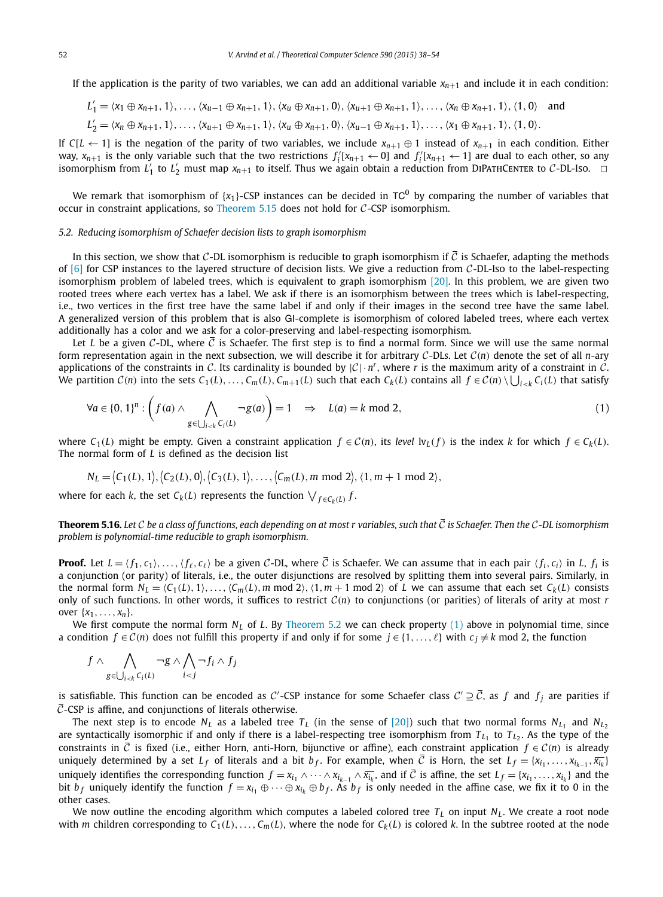If the application is the parity of two variables, we can add an additional variable $x_{n+1}$ and include it in each condition:

$$L'_1 = \langle x_1 \oplus x_{n+1}, 1\rangle, \ldots, \langle x_{u-1} \oplus x_{n+1}, 1\rangle, \langle x_u \oplus x_{n+1}, 0\rangle, \langle x_{u+1} \oplus x_{n+1}, 1\rangle, \ldots, \langle x_n \oplus x_{n+1}, 1\rangle, \langle 1, 0\rangle \quad \text{and}$$

$$L'_2 = \langle x_n \oplus x_{n+1}, 1\rangle, \ldots, \langle x_{u+1} \oplus x_{n+1}, 1\rangle, \langle x_u \oplus x_{n+1}, 0\rangle, \langle x_{u-1} \oplus x_{n+1}, 1\rangle, \ldots, \langle x_1 \oplus x_{n+1}, 1\rangle, \langle 1, 0\rangle.$$

If $C[L \leftarrow 1]$ is the negation of the parity of two variables, we include $x_{n+1} \oplus 1$ instead of $x_{n+1}$ in each condition. Either way, $x_{n+1}$ is the only variable such that the two restrictions $f'_i[x_{n+1} \leftarrow 0]$ and $f'_i[x_{n+1} \leftarrow 1]$ are dual to each other, so any isomorphism from $L'_1$ to $L'_2$ must map $x_{n+1}$ to itself. Thus we again obtain a reduction from DiPathCenter to $\mathcal{C}$-DL-Iso. □

We remark that isomorphism of $\{x_1\}$-CSP instances can be decided in $\mathsf{TC}^0$ by comparing the number of variables that occur in constraint applications, so Theorem 5.15 does not hold for $\mathcal{C}$-CSP isomorphism.

### 5.2. Reducing isomorphism of Schaefer decision lists to graph isomorphism

In this section, we show that $\mathcal{C}$-DL isomorphism is reducible to graph isomorphism if $\overline{\mathcal{C}}$ is Schaefer, adapting the methods of [6] for CSP instances to the layered structure of decision lists. We give a reduction from $\mathcal{C}$-DL-Iso to the label-respecting isomorphism problem of labeled trees, which is equivalent to graph isomorphism [20]. In this problem, we are given two rooted trees where each vertex has a label. We ask if there is an isomorphism between the trees which is label-respecting, i.e., two vertices in the first tree have the same label if and only if their images in the second tree have the same label. A generalized version of this problem that is also GI-complete is isomorphism of colored labeled trees, where each vertex additionally has a color and we ask for a color-preserving and label-respecting isomorphism.

Let $L$ be a given $\mathcal{C}$-DL, where $\overline{\mathcal{C}}$ is Schaefer. The first step is to find a normal form. Since we will use the same normal form representation again in the next subsection, we will describe it for arbitrary $\mathcal{C}$-DLs. Let $\mathcal{C}(n)$ denote the set of all $n$-ary applications of the constraints in $\mathcal{C}$. Its cardinality is bounded by $|\mathcal{C}| \cdot n^r$, where $r$ is the maximum arity of a constraint in $\mathcal{C}$. We partition $\mathcal{C}(n)$ into the sets $C_1(L), \ldots, C_m(L), C_{m+1}(L)$ such that each $C_k(L)$ contains all $f \in \mathcal{C}(n) \setminus \bigcup_{i<k} C_i(L)$ that satisfy

$$\forall a \in \{0,1\}^n : \left( f(a) \wedge \bigwedge_{g \in \bigcup_{i<k} C_i(L)} \neg g(a) \right) = 1 \quad \Rightarrow \quad L(a) = k \bmod 2, \tag{1}$$

where $C_1(L)$ might be empty. Given a constraint application $f \in \mathcal{C}(n)$, its *level* $\mathrm{lv}_L(f)$ is the index $k$ for which $f \in C_k(L)$. The normal form of $L$ is defined as the decision list

$$N_L = \langle C_1(L), 1\rangle, \langle C_2(L), 0\rangle, \langle C_3(L), 1\rangle, \ldots, \langle C_m(L), m \bmod 2\rangle, \langle 1, m+1 \bmod 2\rangle,$$

where for each $k$, the set $C_k(L)$ represents the function $\bigvee_{f \in C_k(L)} f$.

**Theorem 5.16.** *Let $\mathcal{C}$ be a class of functions, each depending on at most $r$ variables, such that $\overline{\mathcal{C}}$ is Schaefer. Then the $\mathcal{C}$-DL isomorphism problem is polynomial-time reducible to graph isomorphism.*

**Proof.** Let $L = \langle f_1, c_1\rangle, \ldots, \langle f_\ell, c_\ell\rangle$ be a given $\mathcal{C}$-DL, where $\overline{\mathcal{C}}$ is Schaefer. We can assume that in each pair $\langle f_i, c_i\rangle$ in $L$, $f_i$ is a conjunction (or parity) of literals, i.e., the outer disjunctions are resolved by splitting them into several pairs. Similarly, in the normal form $N_L = \langle C_1(L), 1\rangle, \ldots, \langle C_m(L), m \bmod 2\rangle, \langle 1, m+1 \bmod 2\rangle$ of $L$ we can assume that each set $C_k(L)$ consists only of such functions. In other words, it suffices to restrict $\mathcal{C}(n)$ to conjunctions (or parities) of literals of arity at most $r$ over $\{x_1, \ldots, x_n\}$.

We first compute the normal form $N_L$ of $L$. By Theorem 5.2 we can check property (1) above in polynomial time, since a condition $f \in \mathcal{C}(n)$ does not fulfill this property if and only if for some $j \in \{1, \ldots, \ell\}$ with $c_j \neq k \bmod 2$, the function

$$f \wedge \bigwedge_{g \in \bigcup_{i<k} C_i(L)} \neg g \wedge \bigwedge_{i<j} \neg f_i \wedge f_j$$

is satisfiable. This function can be encoded as $\mathcal{C}'$-CSP instance for some Schaefer class $\mathcal{C}' \supseteq \overline{\mathcal{C}}$, as $f$ and $f_j$ are parities if $\overline{\mathcal{C}}$-CSP is affine, and conjunctions of literals otherwise.

The next step is to encode $N_L$ as a labeled tree $T_L$ (in the sense of [20]) such that two normal forms $N_{L_1}$ and $N_{L_2}$ are syntactically isomorphic if and only if there is a label-respecting tree isomorphism from $T_{L_1}$ to $T_{L_2}$. As the type of the constraints in $\overline{\mathcal{C}}$ is fixed (i.e., either Horn, anti-Horn, bijunctive or affine), each constraint application $f \in \mathcal{C}(n)$ is already uniquely determined by a set $L_f$ of literals and a bit $b_f$. For example, when $\overline{\mathcal{C}}$ is Horn, the set $L_f = \{x_{i_1}, \ldots, x_{i_{k-1}}, \overline{x_{i_k}}\}$ uniquely identifies the corresponding function $f = x_{i_1} \wedge \cdots \wedge x_{i_{k-1}} \wedge \overline{x_{i_k}}$, and if $\overline{\mathcal{C}}$ is affine, the set $L_f = \{x_{i_1}, \ldots, x_{i_k}\}$ and the bit $b_f$ uniquely identify the function $f = x_{i_1} \oplus \cdots \oplus x_{i_k} \oplus b_f$. As $b_f$ is only needed in the affine case, we fix it to 0 in the other cases.

We now outline the encoding algorithm which computes a labeled colored tree $T_L$ on input $N_L$. We create a root node with $m$ children corresponding to $C_1(L), \ldots, C_m(L)$, where the node for $C_k(L)$ is colored $k$. In the subtree rooted at the node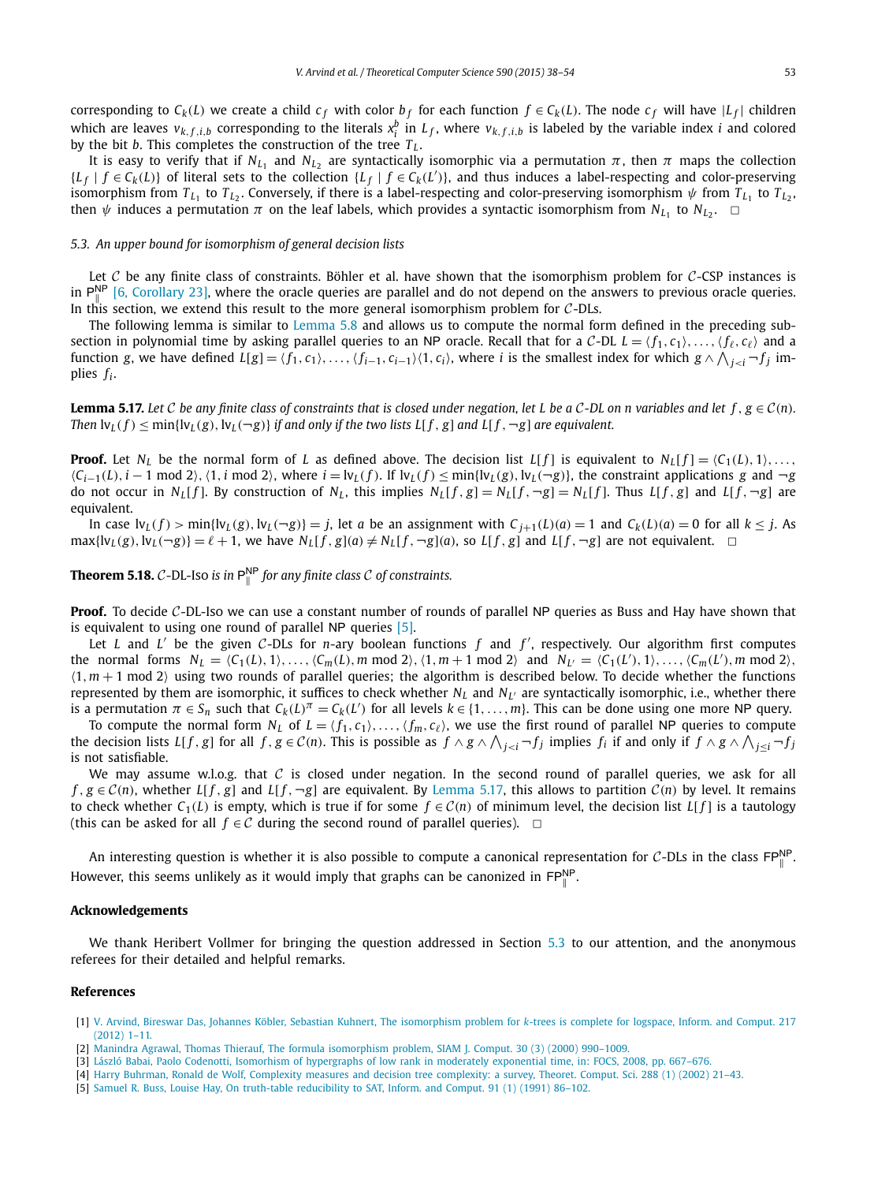corresponding to $C_k(L)$ we create a child $c_f$ with color $b_f$ for each function $f \in C_k(L)$. The node $c_f$ will have $|L_f|$ children which are leaves $v_{k,f,i,b}$ corresponding to the literals $x_i^b$ in $L_f$, where $v_{k,f,i,b}$ is labeled by the variable index $i$ and colored by the bit $b$. This completes the construction of the tree $T_L$.

It is easy to verify that if $N_{L_1}$ and $N_{L_2}$ are syntactically isomorphic via a permutation $\pi$, then $\pi$ maps the collection $\{L_f \mid f \in C_k(L)\}$ of literal sets to the collection $\{L_f \mid f \in C_k(L')\}$, and thus induces a label-respecting and color-preserving isomorphism from $T_{L_1}$ to $T_{L_2}$. Conversely, if there is a label-respecting and color-preserving isomorphism $\psi$ from $T_{L_1}$ to $T_{L_2}$, then $\psi$ induces a permutation $\pi$ on the leaf labels, which provides a syntactic isomorphism from $N_{L_1}$ to $N_{L_2}$. $\square$

### 5.3. An upper bound for isomorphism of general decision lists

Let $\mathcal{C}$ be any finite class of constraints. Böhler et al. have shown that the isomorphism problem for $\mathcal{C}$-CSP instances is in $\mathsf{P}_{\|}^{\mathsf{NP}}$ [6, Corollary 23], where the oracle queries are parallel and do not depend on the answers to previous oracle queries. In this section, we extend this result to the more general isomorphism problem for $\mathcal{C}$-DLs.

The following lemma is similar to Lemma 5.8 and allows us to compute the normal form defined in the preceding subsection in polynomial time by asking parallel queries to an NP oracle. Recall that for a $\mathcal{C}$-DL $L = \langle f_1, c_1\rangle, \dots, \langle f_\ell, c_\ell\rangle$ and a function $g$, we have defined $L[g] = \langle f_1, c_1\rangle, \dots, \langle f_{i-1}, c_{i-1}\rangle\langle 1, c_i\rangle$, where $i$ is the smallest index for which $g \wedge \bigwedge_{j<i} \neg f_j$ implies $f_i$.

**Lemma 5.17.** *Let $\mathcal{C}$ be any finite class of constraints that is closed under negation, let $L$ be a $\mathcal{C}$-DL on $n$ variables and let $f, g \in \mathcal{C}(n)$. Then $\mathrm{lv}_L(f) \le \min\{\mathrm{lv}_L(g), \mathrm{lv}_L(\neg g)\}$ if and only if the two lists $L[f,g]$ and $L[f,\neg g]$ are equivalent.*

**Proof.** Let $N_L$ be the normal form of $L$ as defined above. The decision list $L[f]$ is equivalent to $N_L[f] = \langle C_1(L), 1\rangle, \dots, \langle C_{i-1}(L), i-1 \bmod 2\rangle, \langle 1, i \bmod 2\rangle$, where $i = \mathrm{lv}_L(f)$. If $\mathrm{lv}_L(f) \le \min\{\mathrm{lv}_L(g), \mathrm{lv}_L(\neg g)\}$, the constraint applications $g$ and $\neg g$ do not occur in $N_L[f]$. By construction of $N_L$, this implies $N_L[f,g] = N_L[f,\neg g] = N_L[f]$. Thus $L[f,g]$ and $L[f,\neg g]$ are equivalent.

In case $\mathrm{lv}_L(f) > \min\{\mathrm{lv}_L(g), \mathrm{lv}_L(\neg g)\} = j$, let $a$ be an assignment with $C_{j+1}(L)(a) = 1$ and $C_k(L)(a) = 0$ for all $k \le j$. As $\max\{\mathrm{lv}_L(g), \mathrm{lv}_L(\neg g)\} = \ell + 1$, we have $N_L[f,g](a) \ne N_L[f,\neg g](a)$, so $L[f,g]$ and $L[f,\neg g]$ are not equivalent. $\square$

**Theorem 5.18.** *$\mathcal{C}$-DL-Iso is in $\mathsf{P}_{\|}^{\mathsf{NP}}$ for any finite class $\mathcal{C}$ of constraints.*

**Proof.** To decide $\mathcal{C}$-DL-Iso we can use a constant number of rounds of parallel NP queries as Buss and Hay have shown that is equivalent to using one round of parallel NP queries [5].

Let $L$ and $L'$ be the given $\mathcal{C}$-DLs for $n$-ary boolean functions $f$ and $f'$, respectively. Our algorithm first computes the normal forms $N_L = \langle C_1(L), 1\rangle, \dots, \langle C_m(L), m \bmod 2\rangle, \langle 1, m+1 \bmod 2\rangle$ and $N_{L'} = \langle C_1(L'), 1\rangle, \dots, \langle C_m(L'), m \bmod 2\rangle, \langle 1, m+1 \bmod 2\rangle$ using two rounds of parallel queries; the algorithm is described below. To decide whether the functions represented by them are isomorphic, it suffices to check whether $N_L$ and $N_{L'}$ are syntactically isomorphic, i.e., whether there is a permutation $\pi \in S_n$ such that $C_k(L)^\pi = C_k(L')$ for all levels $k \in \{1, \dots, m\}$. This can be done using one more NP query.

To compute the normal form $N_L$ of $L = \langle f_1, c_1\rangle, \dots, \langle f_\ell, c_\ell\rangle$, we use the first round of parallel NP queries to compute the decision lists $L[f,g]$ for all $f, g \in \mathcal{C}(n)$. This is possible as $f \wedge g \wedge \bigwedge_{j<i} \neg f_j$ implies $f_i$ if and only if $f \wedge g \wedge \bigwedge_{j \le i} \neg f_j$ is not satisfiable.

We may assume w.l.o.g. that $\mathcal{C}$ is closed under negation. In the second round of parallel queries, we ask for all $f, g \in \mathcal{C}(n)$, whether $L[f,g]$ and $L[f,\neg g]$ are equivalent. By Lemma 5.17, this allows to partition $\mathcal{C}(n)$ by level. It remains to check whether $C_1(L)$ is empty, which is true if for some $f \in \mathcal{C}(n)$ of minimum level, the decision list $L[f]$ is a tautology (this can be asked for all $f \in \mathcal{C}$ during the second round of parallel queries). $\square$

An interesting question is whether it is also possible to compute a canonical representation for $\mathcal{C}$-DLs in the class $\mathsf{FP}_{\|}^{\mathsf{NP}}$. However, this seems unlikely as it would imply that graphs can be canonized in $\mathsf{FP}_{\|}^{\mathsf{NP}}$.

## Acknowledgements

We thank Heribert Vollmer for bringing the question addressed in Section 5.3 to our attention, and the anonymous referees for their detailed and helpful remarks.

## References

[1] V. Arvind, Bireswar Das, Johannes Köbler, Sebastian Kuhnert, The isomorphism problem for $k$-trees is complete for logspace, Inform. and Comput. 217 (2012) 1–11.

[2] Manindra Agrawal, Thomas Thierauf, The formula isomorphism problem, SIAM J. Comput. 30 (3) (2000) 990–1009.

[3] László Babai, Paolo Codenotti, Isomorphism of hypergraphs of low rank in moderately exponential time, in: FOCS, 2008, pp. 667–676.

[4] Harry Buhrman, Ronald de Wolf, Complexity measures and decision tree complexity: a survey, Theoret. Comput. Sci. 288 (1) (2002) 21–43.

[5] Samuel R. Buss, Louise Hay, On truth-table reducibility to SAT, Inform. and Comput. 91 (1) (1991) 86–102.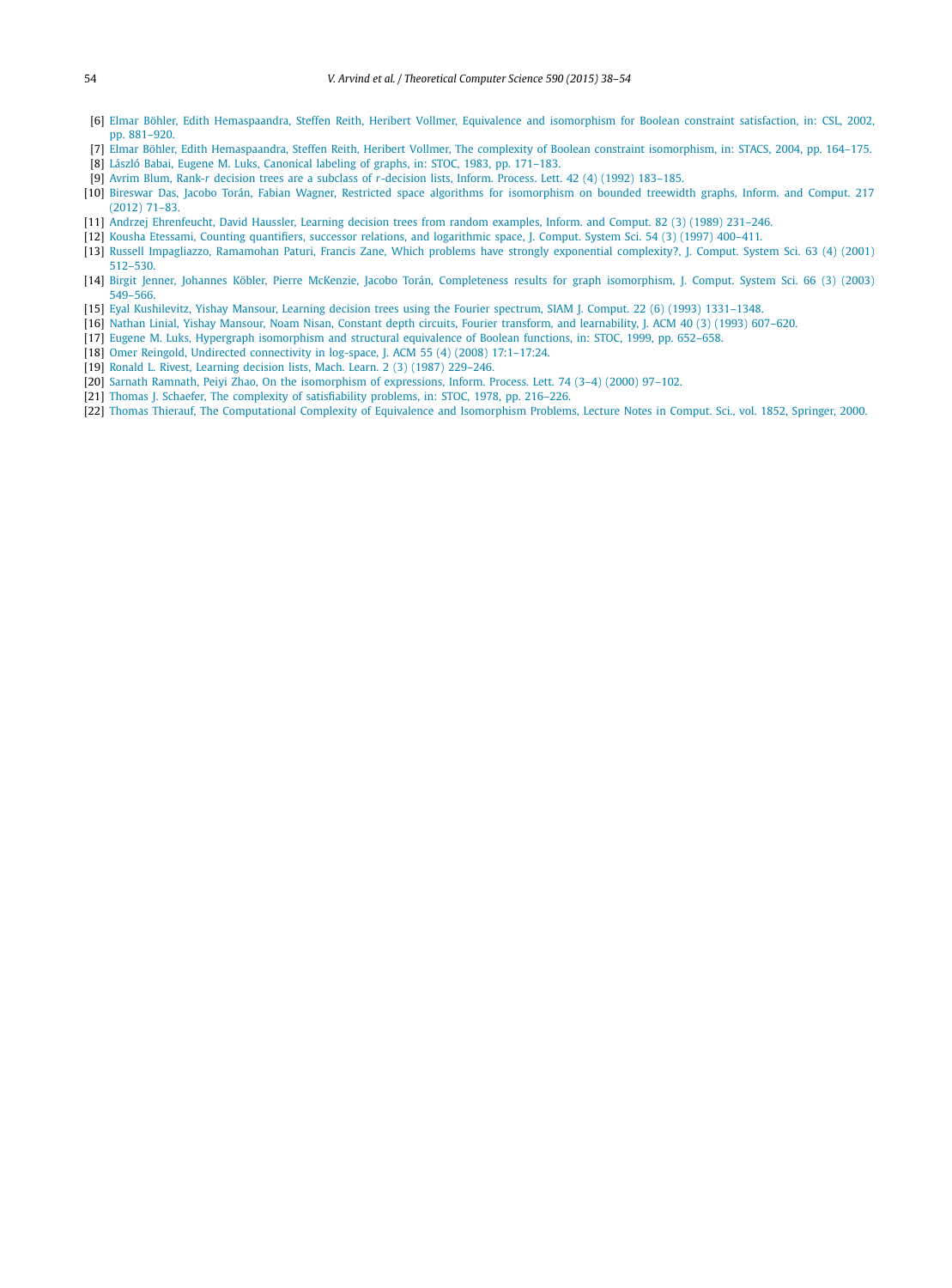[6] Elmar Böhler, Edith Hemaspaandra, Steffen Reith, Heribert Vollmer, Equivalence and isomorphism for Boolean constraint satisfaction, in: CSL, 2002, pp. 881–920.

[7] Elmar Böhler, Edith Hemaspaandra, Steffen Reith, Heribert Vollmer, The complexity of Boolean constraint isomorphism, in: STACS, 2004, pp. 164–175.

[8] László Babai, Eugene M. Luks, Canonical labeling of graphs, in: STOC, 1983, pp. 171–183.

[9] Avrim Blum, Rank-$r$ decision trees are a subclass of $r$-decision lists, Inform. Process. Lett. 42 (4) (1992) 183–185.

[10] Bireswar Das, Jacobo Torán, Fabian Wagner, Restricted space algorithms for isomorphism on bounded treewidth graphs, Inform. and Comput. 217 (2012) 71–83.

[11] Andrzej Ehrenfeucht, David Haussler, Learning decision trees from random examples, Inform. and Comput. 82 (3) (1989) 231–246.

[12] Kousha Etessami, Counting quantifiers, successor relations, and logarithmic space, J. Comput. System Sci. 54 (3) (1997) 400–411.

[13] Russell Impagliazzo, Ramamohan Paturi, Francis Zane, Which problems have strongly exponential complexity?, J. Comput. System Sci. 63 (4) (2001) 512–530.

[14] Birgit Jenner, Johannes Köbler, Pierre McKenzie, Jacobo Torán, Completeness results for graph isomorphism, J. Comput. System Sci. 66 (3) (2003) 549–566.

[15] Eyal Kushilevitz, Yishay Mansour, Learning decision trees using the Fourier spectrum, SIAM J. Comput. 22 (6) (1993) 1331–1348.

[16] Nathan Linial, Yishay Mansour, Noam Nisan, Constant depth circuits, Fourier transform, and learnability, J. ACM 40 (3) (1993) 607–620.

[17] Eugene M. Luks, Hypergraph isomorphism and structural equivalence of Boolean functions, in: STOC, 1999, pp. 652–658.

[18] Omer Reingold, Undirected connectivity in log-space, J. ACM 55 (4) (2008) 17:1–17:24.

[19] Ronald L. Rivest, Learning decision lists, Mach. Learn. 2 (3) (1987) 229–246.

[20] Sarnath Ramnath, Peiyi Zhao, On the isomorphism of expressions, Inform. Process. Lett. 74 (3–4) (2000) 97–102.

[21] Thomas J. Schaefer, The complexity of satisfiability problems, in: STOC, 1978, pp. 216–226.

[22] Thomas Thierauf, The Computational Complexity of Equivalence and Isomorphism Problems, Lecture Notes in Comput. Sci., vol. 1852, Springer, 2000.